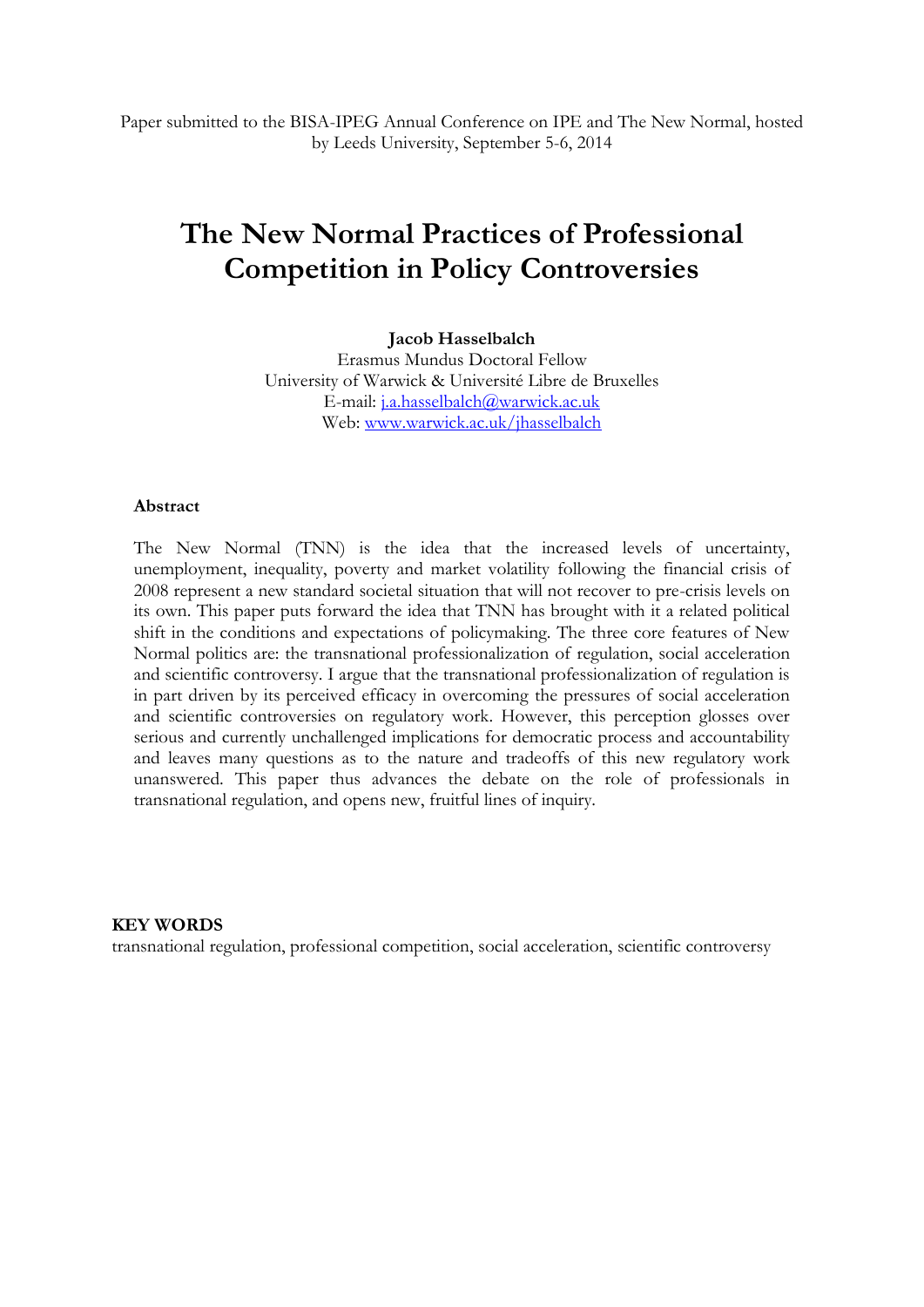Paper submitted to the BISA-IPEG Annual Conference on IPE and The New Normal, hosted by Leeds University, September 5-6, 2014

# The New Normal Practices of Professional Competition in Policy Controversies

**Jacob Hasselbalch**
Erasmus Mundus Doctoral Fellow
University of Warwick & Université Libre de Bruxelles
E-mail: j.a.hasselbalch@warwick.ac.uk
Web: www.warwick.ac.uk/jhasselbalch

**Abstract**

The New Normal (TNN) is the idea that the increased levels of uncertainty, unemployment, inequality, poverty and market volatility following the financial crisis of 2008 represent a new standard societal situation that will not recover to pre-crisis levels on its own. This paper puts forward the idea that TNN has brought with it a related political shift in the conditions and expectations of policymaking. The three core features of New Normal politics are: the transnational professionalization of regulation, social acceleration and scientific controversy. I argue that the transnational professionalization of regulation is in part driven by its perceived efficacy in overcoming the pressures of social acceleration and scientific controversies on regulatory work. However, this perception glosses over serious and currently unchallenged implications for democratic process and accountability and leaves many questions as to the nature and tradeoffs of this new regulatory work unanswered. This paper thus advances the debate on the role of professionals in transnational regulation, and opens new, fruitful lines of inquiry.

**KEY WORDS**
transnational regulation, professional competition, social acceleration, scientific controversy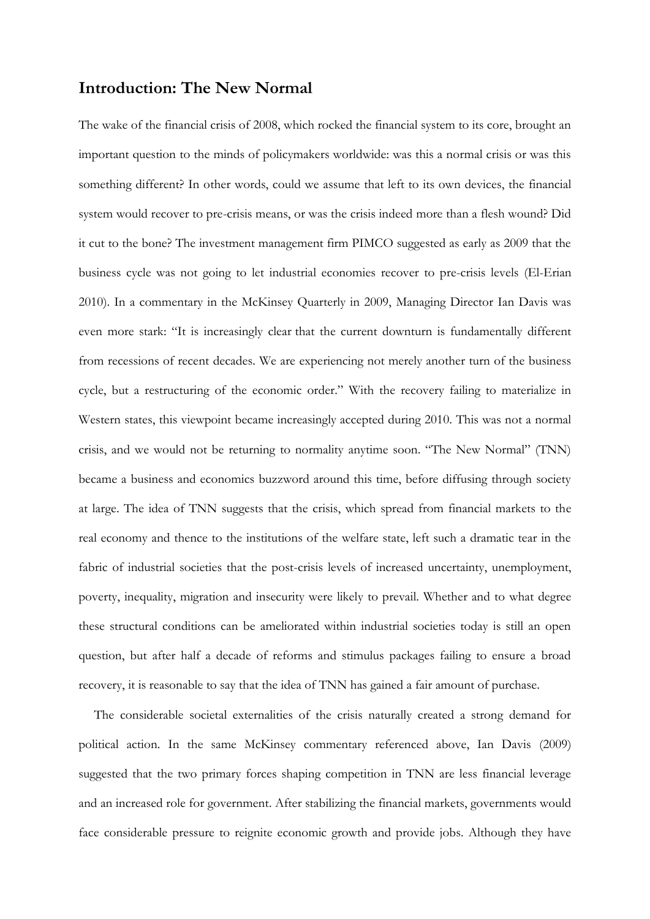## Introduction: The New Normal

The wake of the financial crisis of 2008, which rocked the financial system to its core, brought an important question to the minds of policymakers worldwide: was this a normal crisis or was this something different? In other words, could we assume that left to its own devices, the financial system would recover to pre-crisis means, or was the crisis indeed more than a flesh wound? Did it cut to the bone? The investment management firm PIMCO suggested as early as 2009 that the business cycle was not going to let industrial economies recover to pre-crisis levels (El-Erian 2010). In a commentary in the McKinsey Quarterly in 2009, Managing Director Ian Davis was even more stark: "It is increasingly clear that the current downturn is fundamentally different from recessions of recent decades. We are experiencing not merely another turn of the business cycle, but a restructuring of the economic order." With the recovery failing to materialize in Western states, this viewpoint became increasingly accepted during 2010. This was not a normal crisis, and we would not be returning to normality anytime soon. "The New Normal" (TNN) became a business and economics buzzword around this time, before diffusing through society at large. The idea of TNN suggests that the crisis, which spread from financial markets to the real economy and thence to the institutions of the welfare state, left such a dramatic tear in the fabric of industrial societies that the post-crisis levels of increased uncertainty, unemployment, poverty, inequality, migration and insecurity were likely to prevail. Whether and to what degree these structural conditions can be ameliorated within industrial societies today is still an open question, but after half a decade of reforms and stimulus packages failing to ensure a broad recovery, it is reasonable to say that the idea of TNN has gained a fair amount of purchase.

The considerable societal externalities of the crisis naturally created a strong demand for political action. In the same McKinsey commentary referenced above, Ian Davis (2009) suggested that the two primary forces shaping competition in TNN are less financial leverage and an increased role for government. After stabilizing the financial markets, governments would face considerable pressure to reignite economic growth and provide jobs. Although they have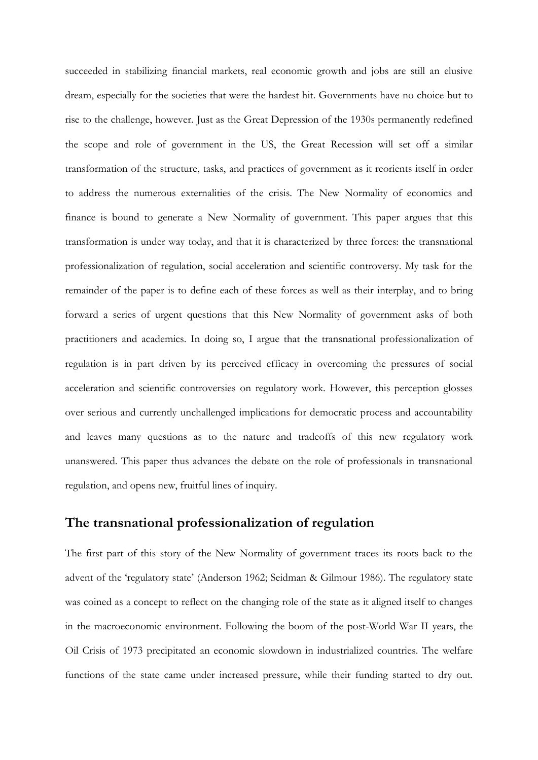succeeded in stabilizing financial markets, real economic growth and jobs are still an elusive dream, especially for the societies that were the hardest hit. Governments have no choice but to rise to the challenge, however. Just as the Great Depression of the 1930s permanently redefined the scope and role of government in the US, the Great Recession will set off a similar transformation of the structure, tasks, and practices of government as it reorients itself in order to address the numerous externalities of the crisis. The New Normality of economics and finance is bound to generate a New Normality of government. This paper argues that this transformation is under way today, and that it is characterized by three forces: the transnational professionalization of regulation, social acceleration and scientific controversy. My task for the remainder of the paper is to define each of these forces as well as their interplay, and to bring forward a series of urgent questions that this New Normality of government asks of both practitioners and academics. In doing so, I argue that the transnational professionalization of regulation is in part driven by its perceived efficacy in overcoming the pressures of social acceleration and scientific controversies on regulatory work. However, this perception glosses over serious and currently unchallenged implications for democratic process and accountability and leaves many questions as to the nature and tradeoffs of this new regulatory work unanswered. This paper thus advances the debate on the role of professionals in transnational regulation, and opens new, fruitful lines of inquiry.

## The transnational professionalization of regulation

The first part of this story of the New Normality of government traces its roots back to the advent of the 'regulatory state' (Anderson 1962; Seidman & Gilmour 1986). The regulatory state was coined as a concept to reflect on the changing role of the state as it aligned itself to changes in the macroeconomic environment. Following the boom of the post-World War II years, the Oil Crisis of 1973 precipitated an economic slowdown in industrialized countries. The welfare functions of the state came under increased pressure, while their funding started to dry out.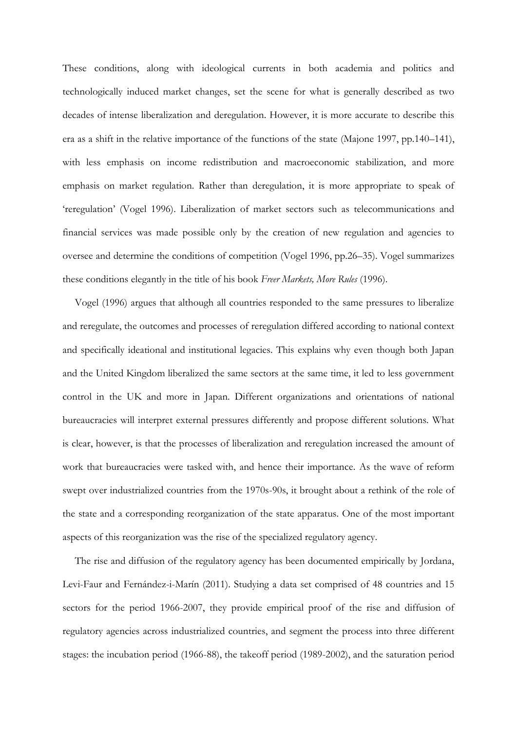These conditions, along with ideological currents in both academia and politics and technologically induced market changes, set the scene for what is generally described as two decades of intense liberalization and deregulation. However, it is more accurate to describe this era as a shift in the relative importance of the functions of the state (Majone 1997, pp.140–141), with less emphasis on income redistribution and macroeconomic stabilization, and more emphasis on market regulation. Rather than deregulation, it is more appropriate to speak of 'reregulation' (Vogel 1996). Liberalization of market sectors such as telecommunications and financial services was made possible only by the creation of new regulation and agencies to oversee and determine the conditions of competition (Vogel 1996, pp.26–35). Vogel summarizes these conditions elegantly in the title of his book *Freer Markets, More Rules* (1996).

Vogel (1996) argues that although all countries responded to the same pressures to liberalize and reregulate, the outcomes and processes of reregulation differed according to national context and specifically ideational and institutional legacies. This explains why even though both Japan and the United Kingdom liberalized the same sectors at the same time, it led to less government control in the UK and more in Japan. Different organizations and orientations of national bureaucracies will interpret external pressures differently and propose different solutions. What is clear, however, is that the processes of liberalization and reregulation increased the amount of work that bureaucracies were tasked with, and hence their importance. As the wave of reform swept over industrialized countries from the 1970s-90s, it brought about a rethink of the role of the state and a corresponding reorganization of the state apparatus. One of the most important aspects of this reorganization was the rise of the specialized regulatory agency.

The rise and diffusion of the regulatory agency has been documented empirically by Jordana, Levi-Faur and Fernández-i-Marín (2011). Studying a data set comprised of 48 countries and 15 sectors for the period 1966-2007, they provide empirical proof of the rise and diffusion of regulatory agencies across industrialized countries, and segment the process into three different stages: the incubation period (1966-88), the takeoff period (1989-2002), and the saturation period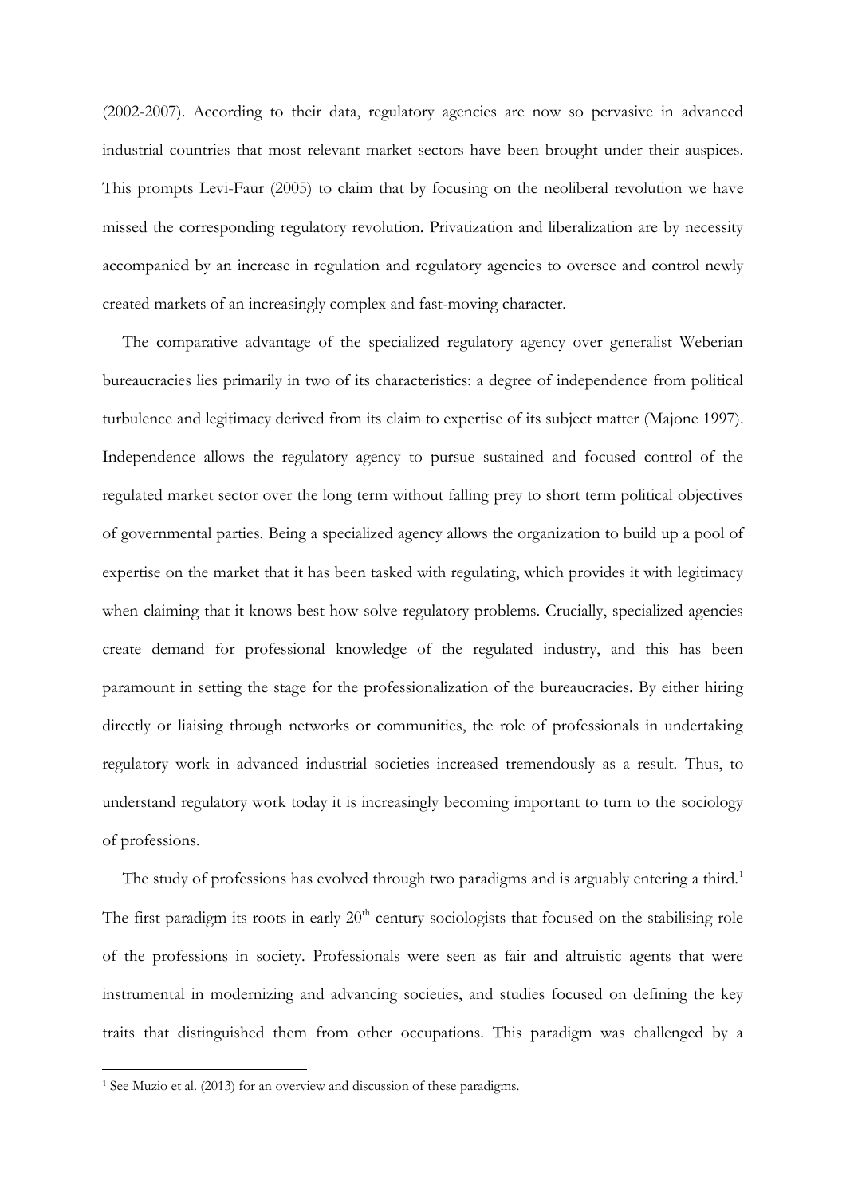(2002-2007). According to their data, regulatory agencies are now so pervasive in advanced industrial countries that most relevant market sectors have been brought under their auspices. This prompts Levi-Faur (2005) to claim that by focusing on the neoliberal revolution we have missed the corresponding regulatory revolution. Privatization and liberalization are by necessity accompanied by an increase in regulation and regulatory agencies to oversee and control newly created markets of an increasingly complex and fast-moving character.

The comparative advantage of the specialized regulatory agency over generalist Weberian bureaucracies lies primarily in two of its characteristics: a degree of independence from political turbulence and legitimacy derived from its claim to expertise of its subject matter (Majone 1997). Independence allows the regulatory agency to pursue sustained and focused control of the regulated market sector over the long term without falling prey to short term political objectives of governmental parties. Being a specialized agency allows the organization to build up a pool of expertise on the market that it has been tasked with regulating, which provides it with legitimacy when claiming that it knows best how solve regulatory problems. Crucially, specialized agencies create demand for professional knowledge of the regulated industry, and this has been paramount in setting the stage for the professionalization of the bureaucracies. By either hiring directly or liaising through networks or communities, the role of professionals in undertaking regulatory work in advanced industrial societies increased tremendously as a result. Thus, to understand regulatory work today it is increasingly becoming important to turn to the sociology of professions.

The study of professions has evolved through two paradigms and is arguably entering a third.[1] The first paradigm its roots in early 20[th] century sociologists that focused on the stabilising role of the professions in society. Professionals were seen as fair and altruistic agents that were instrumental in modernizing and advancing societies, and studies focused on defining the key traits that distinguished them from other occupations. This paradigm was challenged by a

[1] See Muzio et al. (2013) for an overview and discussion of these paradigms.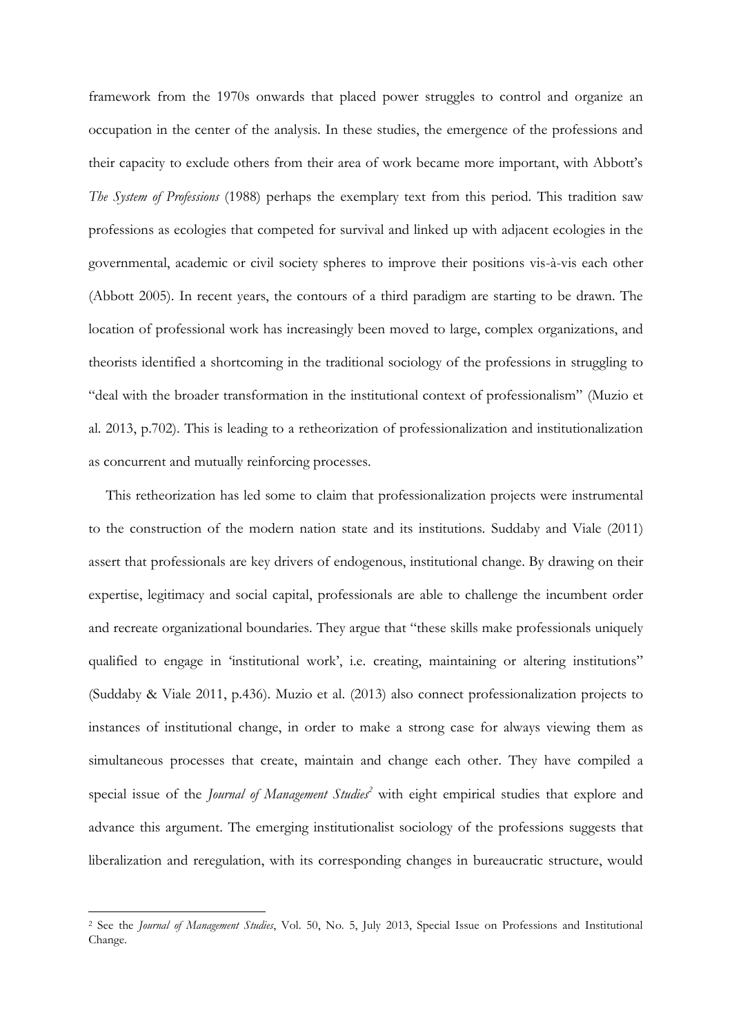framework from the 1970s onwards that placed power struggles to control and organize an occupation in the center of the analysis. In these studies, the emergence of the professions and their capacity to exclude others from their area of work became more important, with Abbott's *The System of Professions* (1988) perhaps the exemplary text from this period. This tradition saw professions as ecologies that competed for survival and linked up with adjacent ecologies in the governmental, academic or civil society spheres to improve their positions vis-à-vis each other (Abbott 2005). In recent years, the contours of a third paradigm are starting to be drawn. The location of professional work has increasingly been moved to large, complex organizations, and theorists identified a shortcoming in the traditional sociology of the professions in struggling to "deal with the broader transformation in the institutional context of professionalism" (Muzio et al. 2013, p.702). This is leading to a retheorization of professionalization and institutionalization as concurrent and mutually reinforcing processes.

This retheorization has led some to claim that professionalization projects were instrumental to the construction of the modern nation state and its institutions. Suddaby and Viale (2011) assert that professionals are key drivers of endogenous, institutional change. By drawing on their expertise, legitimacy and social capital, professionals are able to challenge the incumbent order and recreate organizational boundaries. They argue that "these skills make professionals uniquely qualified to engage in 'institutional work', i.e. creating, maintaining or altering institutions" (Suddaby & Viale 2011, p.436). Muzio et al. (2013) also connect professionalization projects to instances of institutional change, in order to make a strong case for always viewing them as simultaneous processes that create, maintain and change each other. They have compiled a special issue of the *Journal of Management Studies*[2] with eight empirical studies that explore and advance this argument. The emerging institutionalist sociology of the professions suggests that liberalization and reregulation, with its corresponding changes in bureaucratic structure, would

[2] See the *Journal of Management Studies*, Vol. 50, No. 5, July 2013, Special Issue on Professions and Institutional Change.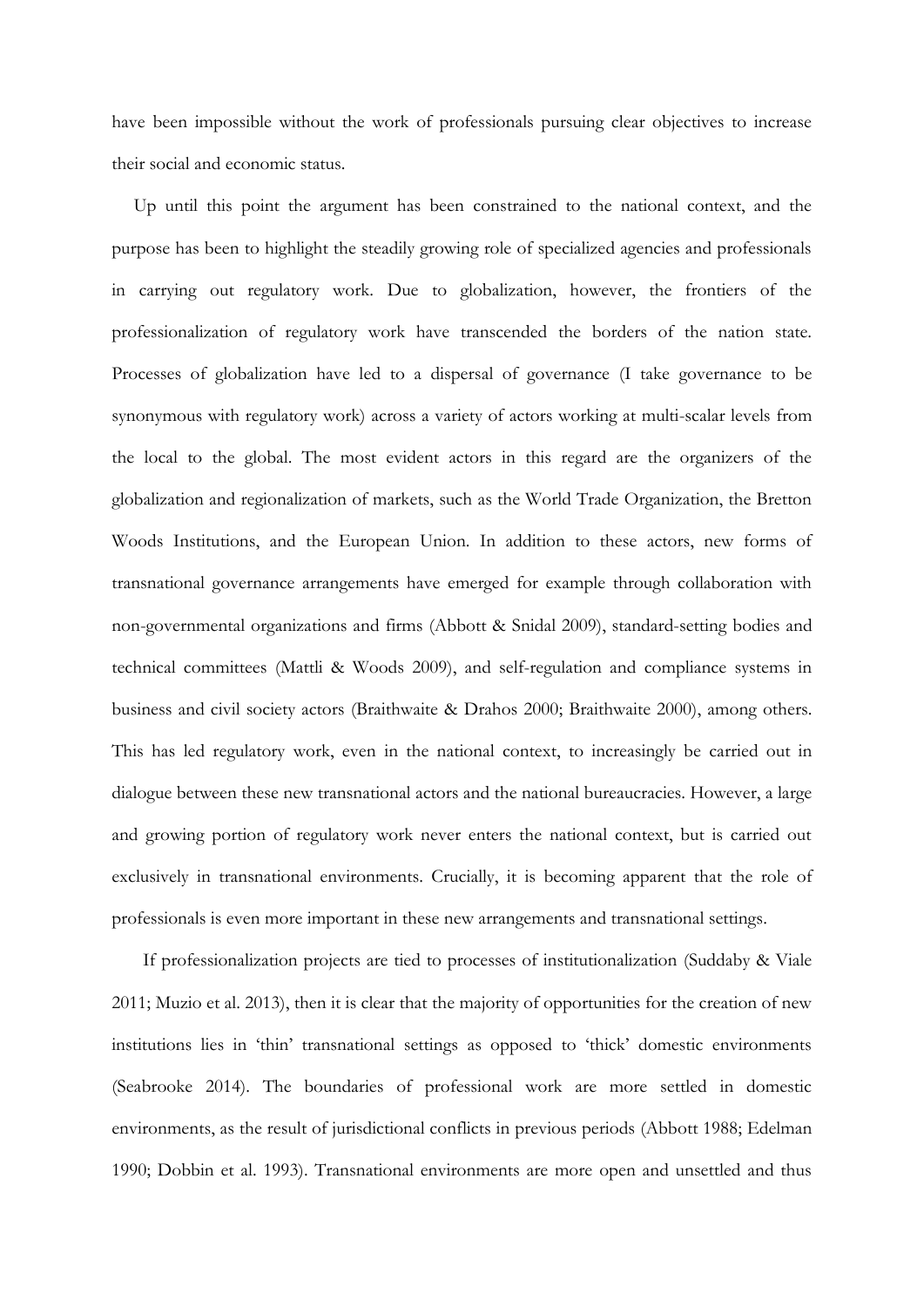have been impossible without the work of professionals pursuing clear objectives to increase their social and economic status.

Up until this point the argument has been constrained to the national context, and the purpose has been to highlight the steadily growing role of specialized agencies and professionals in carrying out regulatory work. Due to globalization, however, the frontiers of the professionalization of regulatory work have transcended the borders of the nation state. Processes of globalization have led to a dispersal of governance (I take governance to be synonymous with regulatory work) across a variety of actors working at multi-scalar levels from the local to the global. The most evident actors in this regard are the organizers of the globalization and regionalization of markets, such as the World Trade Organization, the Bretton Woods Institutions, and the European Union. In addition to these actors, new forms of transnational governance arrangements have emerged for example through collaboration with non-governmental organizations and firms (Abbott & Snidal 2009), standard-setting bodies and technical committees (Mattli & Woods 2009), and self-regulation and compliance systems in business and civil society actors (Braithwaite & Drahos 2000; Braithwaite 2000), among others. This has led regulatory work, even in the national context, to increasingly be carried out in dialogue between these new transnational actors and the national bureaucracies. However, a large and growing portion of regulatory work never enters the national context, but is carried out exclusively in transnational environments. Crucially, it is becoming apparent that the role of professionals is even more important in these new arrangements and transnational settings.

If professionalization projects are tied to processes of institutionalization (Suddaby & Viale 2011; Muzio et al. 2013), then it is clear that the majority of opportunities for the creation of new institutions lies in 'thin' transnational settings as opposed to 'thick' domestic environments (Seabrooke 2014). The boundaries of professional work are more settled in domestic environments, as the result of jurisdictional conflicts in previous periods (Abbott 1988; Edelman 1990; Dobbin et al. 1993). Transnational environments are more open and unsettled and thus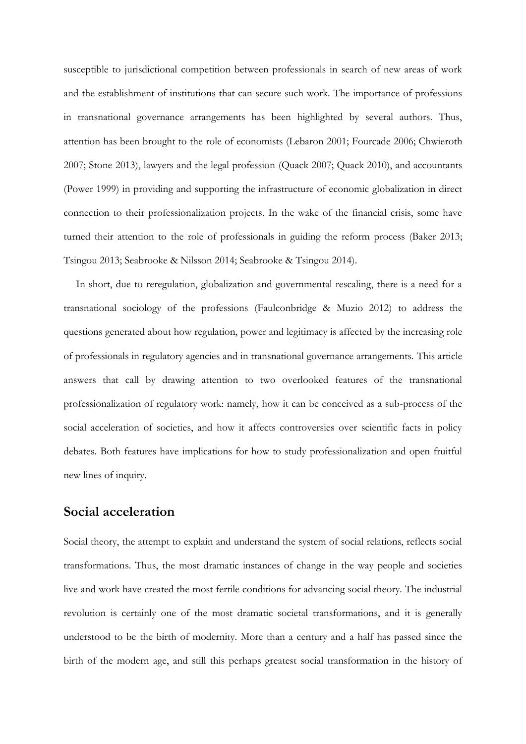susceptible to jurisdictional competition between professionals in search of new areas of work and the establishment of institutions that can secure such work. The importance of professions in transnational governance arrangements has been highlighted by several authors. Thus, attention has been brought to the role of economists (Lebaron 2001; Fourcade 2006; Chwieroth 2007; Stone 2013), lawyers and the legal profession (Quack 2007; Quack 2010), and accountants (Power 1999) in providing and supporting the infrastructure of economic globalization in direct connection to their professionalization projects. In the wake of the financial crisis, some have turned their attention to the role of professionals in guiding the reform process (Baker 2013; Tsingou 2013; Seabrooke & Nilsson 2014; Seabrooke & Tsingou 2014).

In short, due to reregulation, globalization and governmental rescaling, there is a need for a transnational sociology of the professions (Faulconbridge & Muzio 2012) to address the questions generated about how regulation, power and legitimacy is affected by the increasing role of professionals in regulatory agencies and in transnational governance arrangements. This article answers that call by drawing attention to two overlooked features of the transnational professionalization of regulatory work: namely, how it can be conceived as a sub-process of the social acceleration of societies, and how it affects controversies over scientific facts in policy debates. Both features have implications for how to study professionalization and open fruitful new lines of inquiry.

## Social acceleration

Social theory, the attempt to explain and understand the system of social relations, reflects social transformations. Thus, the most dramatic instances of change in the way people and societies live and work have created the most fertile conditions for advancing social theory. The industrial revolution is certainly one of the most dramatic societal transformations, and it is generally understood to be the birth of modernity. More than a century and a half has passed since the birth of the modern age, and still this perhaps greatest social transformation in the history of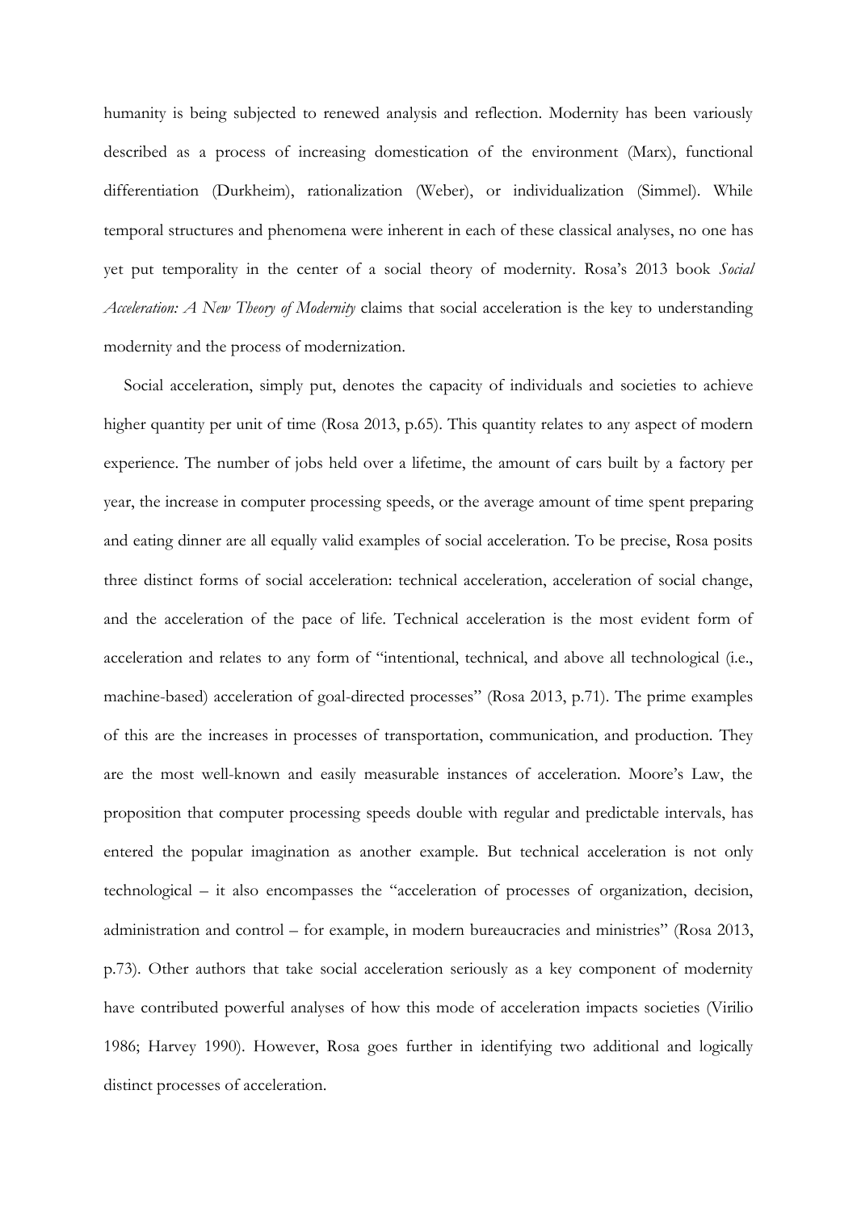humanity is being subjected to renewed analysis and reflection. Modernity has been variously described as a process of increasing domestication of the environment (Marx), functional differentiation (Durkheim), rationalization (Weber), or individualization (Simmel). While temporal structures and phenomena were inherent in each of these classical analyses, no one has yet put temporality in the center of a social theory of modernity. Rosa's 2013 book *Social Acceleration: A New Theory of Modernity* claims that social acceleration is the key to understanding modernity and the process of modernization.

Social acceleration, simply put, denotes the capacity of individuals and societies to achieve higher quantity per unit of time (Rosa 2013, p.65). This quantity relates to any aspect of modern experience. The number of jobs held over a lifetime, the amount of cars built by a factory per year, the increase in computer processing speeds, or the average amount of time spent preparing and eating dinner are all equally valid examples of social acceleration. To be precise, Rosa posits three distinct forms of social acceleration: technical acceleration, acceleration of social change, and the acceleration of the pace of life. Technical acceleration is the most evident form of acceleration and relates to any form of "intentional, technical, and above all technological (i.e., machine-based) acceleration of goal-directed processes" (Rosa 2013, p.71). The prime examples of this are the increases in processes of transportation, communication, and production. They are the most well-known and easily measurable instances of acceleration. Moore's Law, the proposition that computer processing speeds double with regular and predictable intervals, has entered the popular imagination as another example. But technical acceleration is not only technological – it also encompasses the "acceleration of processes of organization, decision, administration and control – for example, in modern bureaucracies and ministries" (Rosa 2013, p.73). Other authors that take social acceleration seriously as a key component of modernity have contributed powerful analyses of how this mode of acceleration impacts societies (Virilio 1986; Harvey 1990). However, Rosa goes further in identifying two additional and logically distinct processes of acceleration.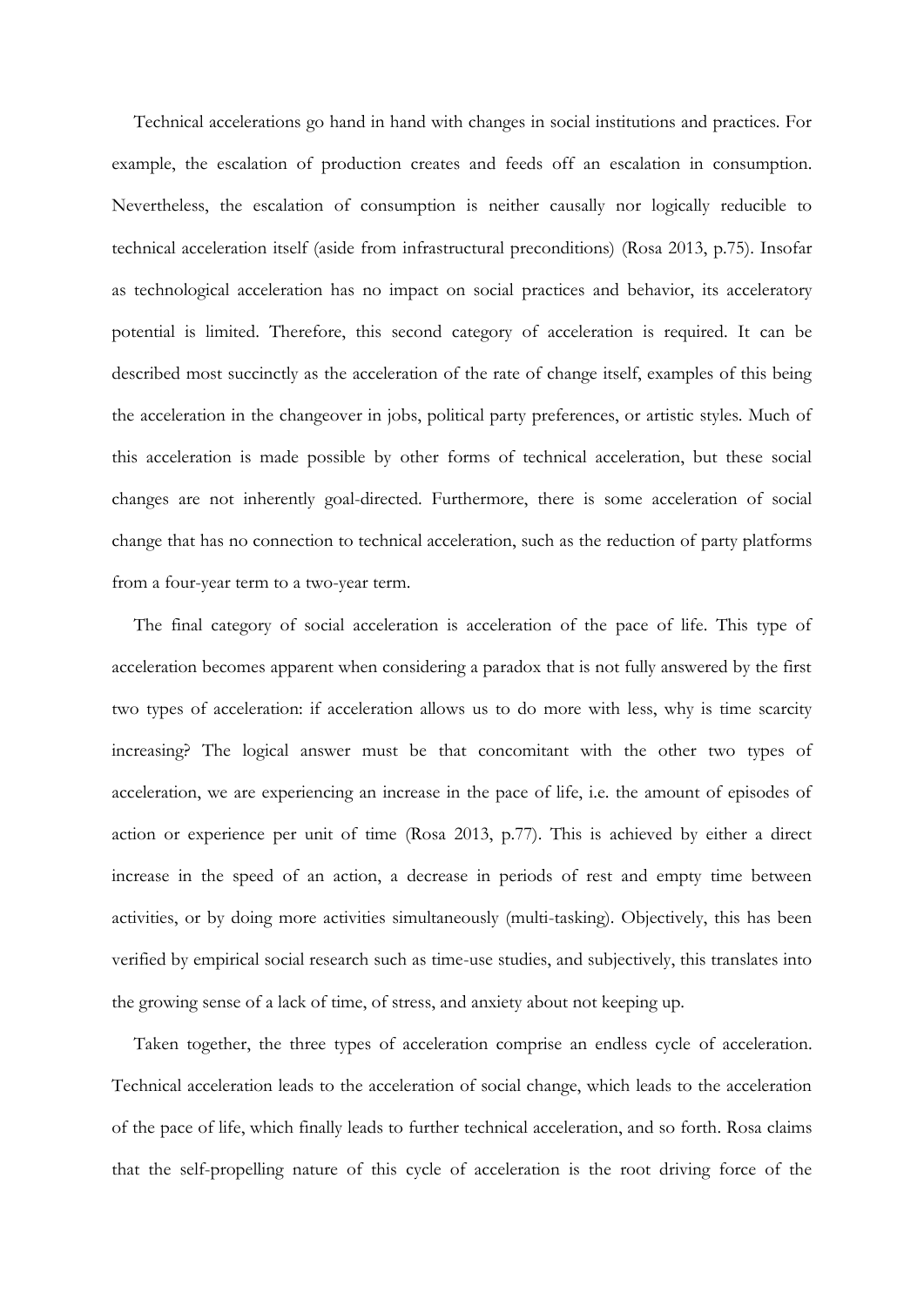Technical accelerations go hand in hand with changes in social institutions and practices. For example, the escalation of production creates and feeds off an escalation in consumption. Nevertheless, the escalation of consumption is neither causally nor logically reducible to technical acceleration itself (aside from infrastructural preconditions) (Rosa 2013, p.75). Insofar as technological acceleration has no impact on social practices and behavior, its acceleratory potential is limited. Therefore, this second category of acceleration is required. It can be described most succinctly as the acceleration of the rate of change itself, examples of this being the acceleration in the changeover in jobs, political party preferences, or artistic styles. Much of this acceleration is made possible by other forms of technical acceleration, but these social changes are not inherently goal-directed. Furthermore, there is some acceleration of social change that has no connection to technical acceleration, such as the reduction of party platforms from a four-year term to a two-year term.

The final category of social acceleration is acceleration of the pace of life. This type of acceleration becomes apparent when considering a paradox that is not fully answered by the first two types of acceleration: if acceleration allows us to do more with less, why is time scarcity increasing? The logical answer must be that concomitant with the other two types of acceleration, we are experiencing an increase in the pace of life, i.e. the amount of episodes of action or experience per unit of time (Rosa 2013, p.77). This is achieved by either a direct increase in the speed of an action, a decrease in periods of rest and empty time between activities, or by doing more activities simultaneously (multi-tasking). Objectively, this has been verified by empirical social research such as time-use studies, and subjectively, this translates into the growing sense of a lack of time, of stress, and anxiety about not keeping up.

Taken together, the three types of acceleration comprise an endless cycle of acceleration. Technical acceleration leads to the acceleration of social change, which leads to the acceleration of the pace of life, which finally leads to further technical acceleration, and so forth. Rosa claims that the self-propelling nature of this cycle of acceleration is the root driving force of the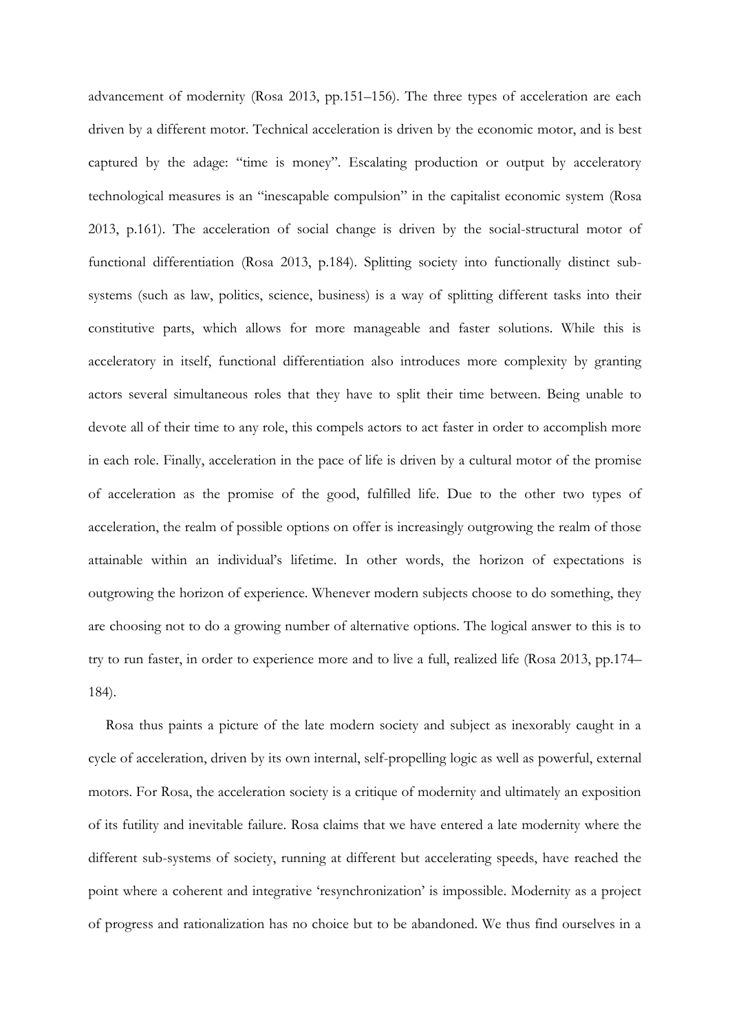advancement of modernity (Rosa 2013, pp.151–156). The three types of acceleration are each driven by a different motor. Technical acceleration is driven by the economic motor, and is best captured by the adage: "time is money". Escalating production or output by acceleratory technological measures is an "inescapable compulsion" in the capitalist economic system (Rosa 2013, p.161). The acceleration of social change is driven by the social-structural motor of functional differentiation (Rosa 2013, p.184). Splitting society into functionally distinct sub-systems (such as law, politics, science, business) is a way of splitting different tasks into their constitutive parts, which allows for more manageable and faster solutions. While this is acceleratory in itself, functional differentiation also introduces more complexity by granting actors several simultaneous roles that they have to split their time between. Being unable to devote all of their time to any role, this compels actors to act faster in order to accomplish more in each role. Finally, acceleration in the pace of life is driven by a cultural motor of the promise of acceleration as the promise of the good, fulfilled life. Due to the other two types of acceleration, the realm of possible options on offer is increasingly outgrowing the realm of those attainable within an individual's lifetime. In other words, the horizon of expectations is outgrowing the horizon of experience. Whenever modern subjects choose to do something, they are choosing not to do a growing number of alternative options. The logical answer to this is to try to run faster, in order to experience more and to live a full, realized life (Rosa 2013, pp.174–184).

Rosa thus paints a picture of the late modern society and subject as inexorably caught in a cycle of acceleration, driven by its own internal, self-propelling logic as well as powerful, external motors. For Rosa, the acceleration society is a critique of modernity and ultimately an exposition of its futility and inevitable failure. Rosa claims that we have entered a late modernity where the different sub-systems of society, running at different but accelerating speeds, have reached the point where a coherent and integrative 'resynchronization' is impossible. Modernity as a project of progress and rationalization has no choice but to be abandoned. We thus find ourselves in a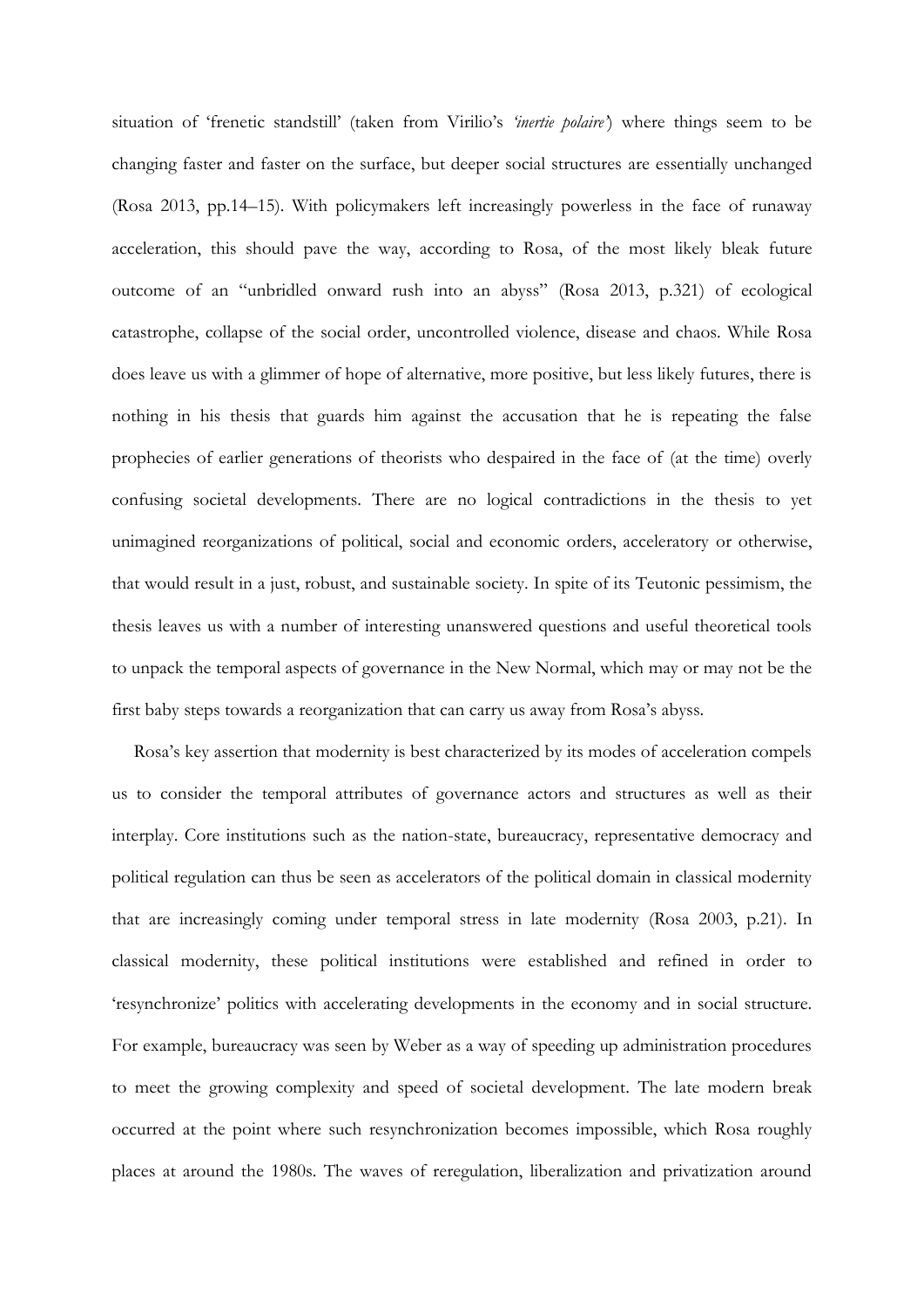situation of 'frenetic standstill' (taken from Virilio's *'inertie polaire'*) where things seem to be changing faster and faster on the surface, but deeper social structures are essentially unchanged (Rosa 2013, pp.14–15). With policymakers left increasingly powerless in the face of runaway acceleration, this should pave the way, according to Rosa, of the most likely bleak future outcome of an "unbridled onward rush into an abyss" (Rosa 2013, p.321) of ecological catastrophe, collapse of the social order, uncontrolled violence, disease and chaos. While Rosa does leave us with a glimmer of hope of alternative, more positive, but less likely futures, there is nothing in his thesis that guards him against the accusation that he is repeating the false prophecies of earlier generations of theorists who despaired in the face of (at the time) overly confusing societal developments. There are no logical contradictions in the thesis to yet unimagined reorganizations of political, social and economic orders, acceleratory or otherwise, that would result in a just, robust, and sustainable society. In spite of its Teutonic pessimism, the thesis leaves us with a number of interesting unanswered questions and useful theoretical tools to unpack the temporal aspects of governance in the New Normal, which may or may not be the first baby steps towards a reorganization that can carry us away from Rosa's abyss.

Rosa's key assertion that modernity is best characterized by its modes of acceleration compels us to consider the temporal attributes of governance actors and structures as well as their interplay. Core institutions such as the nation-state, bureaucracy, representative democracy and political regulation can thus be seen as accelerators of the political domain in classical modernity that are increasingly coming under temporal stress in late modernity (Rosa 2003, p.21). In classical modernity, these political institutions were established and refined in order to 'resynchronize' politics with accelerating developments in the economy and in social structure. For example, bureaucracy was seen by Weber as a way of speeding up administration procedures to meet the growing complexity and speed of societal development. The late modern break occurred at the point where such resynchronization becomes impossible, which Rosa roughly places at around the 1980s. The waves of reregulation, liberalization and privatization around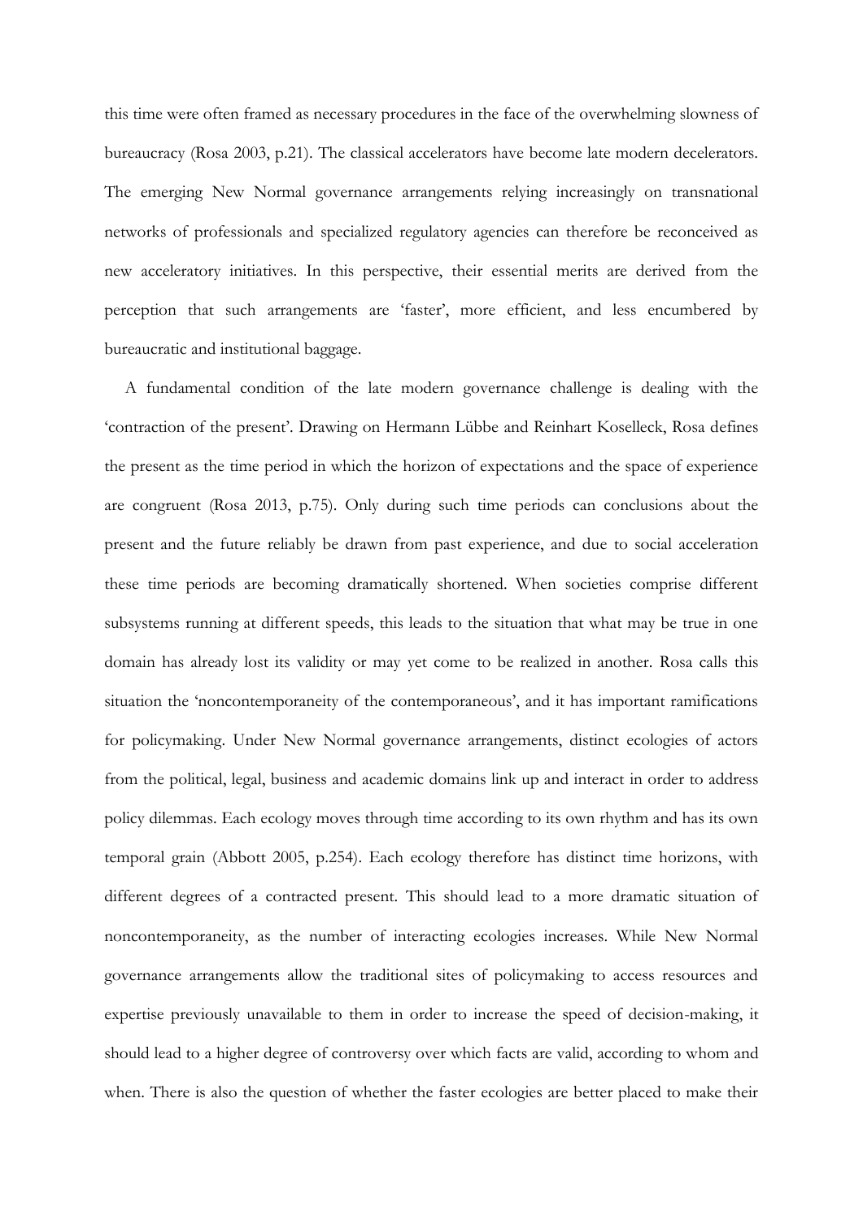this time were often framed as necessary procedures in the face of the overwhelming slowness of bureaucracy (Rosa 2003, p.21). The classical accelerators have become late modern decelerators. The emerging New Normal governance arrangements relying increasingly on transnational networks of professionals and specialized regulatory agencies can therefore be reconceived as new acceleratory initiatives. In this perspective, their essential merits are derived from the perception that such arrangements are 'faster', more efficient, and less encumbered by bureaucratic and institutional baggage.

A fundamental condition of the late modern governance challenge is dealing with the 'contraction of the present'. Drawing on Hermann Lübbe and Reinhart Koselleck, Rosa defines the present as the time period in which the horizon of expectations and the space of experience are congruent (Rosa 2013, p.75). Only during such time periods can conclusions about the present and the future reliably be drawn from past experience, and due to social acceleration these time periods are becoming dramatically shortened. When societies comprise different subsystems running at different speeds, this leads to the situation that what may be true in one domain has already lost its validity or may yet come to be realized in another. Rosa calls this situation the 'noncontemporaneity of the contemporaneous', and it has important ramifications for policymaking. Under New Normal governance arrangements, distinct ecologies of actors from the political, legal, business and academic domains link up and interact in order to address policy dilemmas. Each ecology moves through time according to its own rhythm and has its own temporal grain (Abbott 2005, p.254). Each ecology therefore has distinct time horizons, with different degrees of a contracted present. This should lead to a more dramatic situation of noncontemporaneity, as the number of interacting ecologies increases. While New Normal governance arrangements allow the traditional sites of policymaking to access resources and expertise previously unavailable to them in order to increase the speed of decision-making, it should lead to a higher degree of controversy over which facts are valid, according to whom and when. There is also the question of whether the faster ecologies are better placed to make their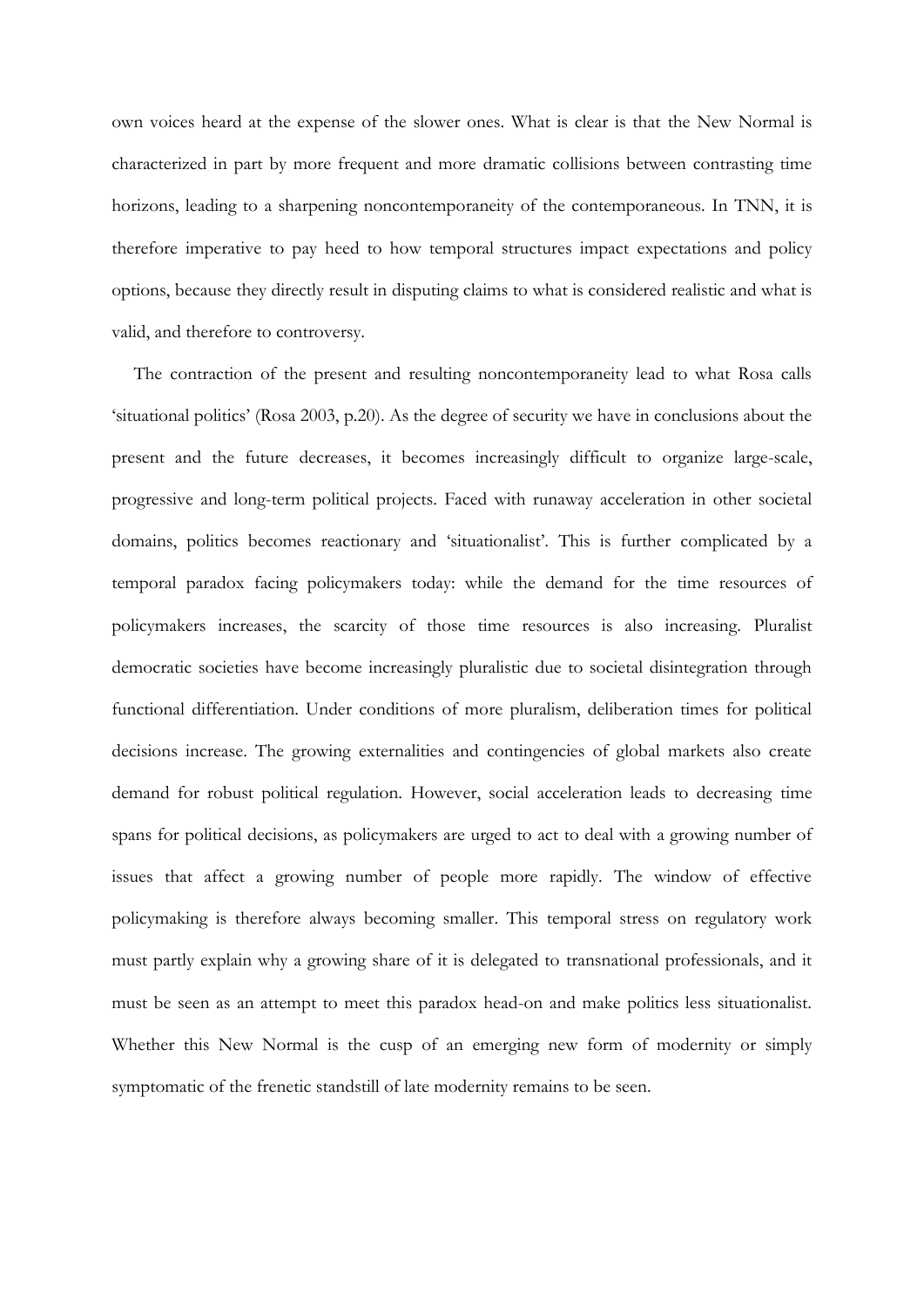own voices heard at the expense of the slower ones. What is clear is that the New Normal is characterized in part by more frequent and more dramatic collisions between contrasting time horizons, leading to a sharpening noncontemporaneity of the contemporaneous. In TNN, it is therefore imperative to pay heed to how temporal structures impact expectations and policy options, because they directly result in disputing claims to what is considered realistic and what is valid, and therefore to controversy.

The contraction of the present and resulting noncontemporaneity lead to what Rosa calls 'situational politics' (Rosa 2003, p.20). As the degree of security we have in conclusions about the present and the future decreases, it becomes increasingly difficult to organize large-scale, progressive and long-term political projects. Faced with runaway acceleration in other societal domains, politics becomes reactionary and 'situationalist'. This is further complicated by a temporal paradox facing policymakers today: while the demand for the time resources of policymakers increases, the scarcity of those time resources is also increasing. Pluralist democratic societies have become increasingly pluralistic due to societal disintegration through functional differentiation. Under conditions of more pluralism, deliberation times for political decisions increase. The growing externalities and contingencies of global markets also create demand for robust political regulation. However, social acceleration leads to decreasing time spans for political decisions, as policymakers are urged to act to deal with a growing number of issues that affect a growing number of people more rapidly. The window of effective policymaking is therefore always becoming smaller. This temporal stress on regulatory work must partly explain why a growing share of it is delegated to transnational professionals, and it must be seen as an attempt to meet this paradox head-on and make politics less situationalist. Whether this New Normal is the cusp of an emerging new form of modernity or simply symptomatic of the frenetic standstill of late modernity remains to be seen.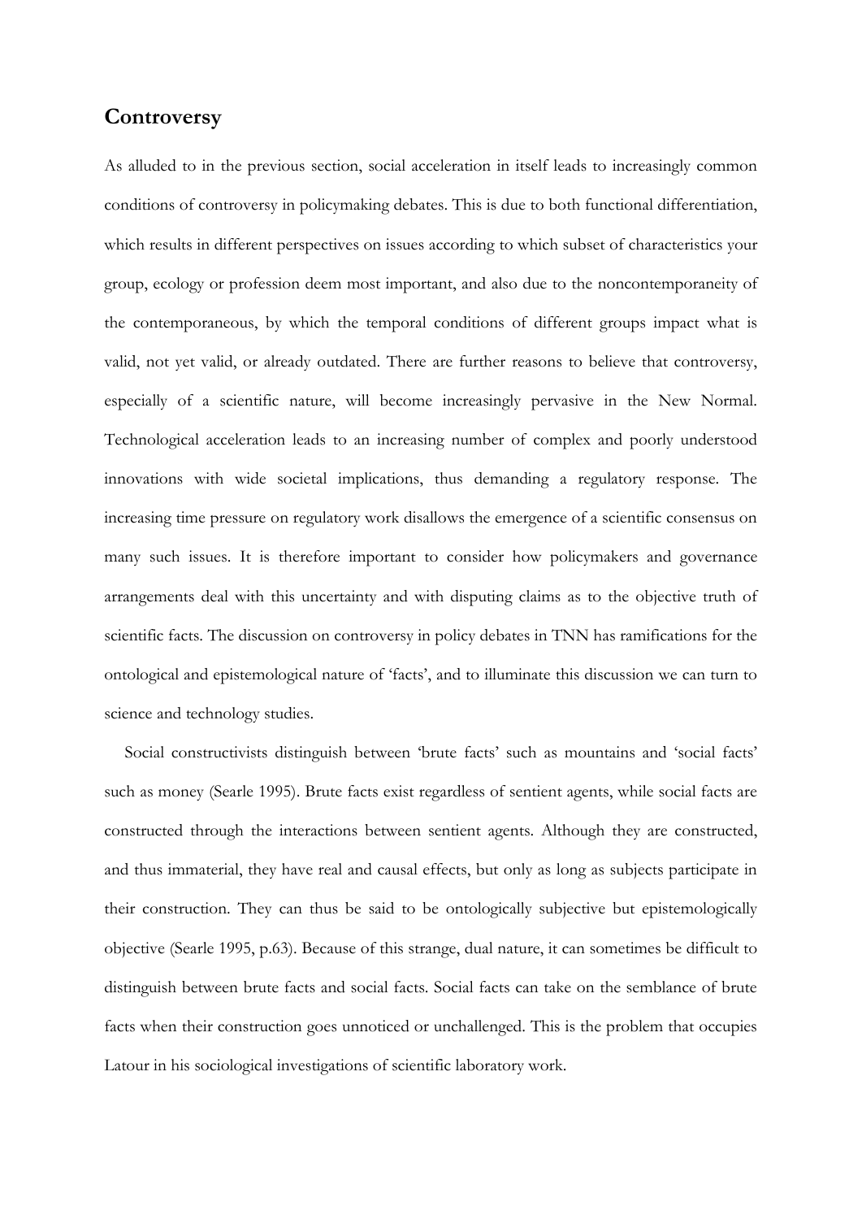## Controversy

As alluded to in the previous section, social acceleration in itself leads to increasingly common conditions of controversy in policymaking debates. This is due to both functional differentiation, which results in different perspectives on issues according to which subset of characteristics your group, ecology or profession deem most important, and also due to the noncontemporaneity of the contemporaneous, by which the temporal conditions of different groups impact what is valid, not yet valid, or already outdated. There are further reasons to believe that controversy, especially of a scientific nature, will become increasingly pervasive in the New Normal. Technological acceleration leads to an increasing number of complex and poorly understood innovations with wide societal implications, thus demanding a regulatory response. The increasing time pressure on regulatory work disallows the emergence of a scientific consensus on many such issues. It is therefore important to consider how policymakers and governance arrangements deal with this uncertainty and with disputing claims as to the objective truth of scientific facts. The discussion on controversy in policy debates in TNN has ramifications for the ontological and epistemological nature of 'facts', and to illuminate this discussion we can turn to science and technology studies.

Social constructivists distinguish between 'brute facts' such as mountains and 'social facts' such as money (Searle 1995). Brute facts exist regardless of sentient agents, while social facts are constructed through the interactions between sentient agents. Although they are constructed, and thus immaterial, they have real and causal effects, but only as long as subjects participate in their construction. They can thus be said to be ontologically subjective but epistemologically objective (Searle 1995, p.63). Because of this strange, dual nature, it can sometimes be difficult to distinguish between brute facts and social facts. Social facts can take on the semblance of brute facts when their construction goes unnoticed or unchallenged. This is the problem that occupies Latour in his sociological investigations of scientific laboratory work.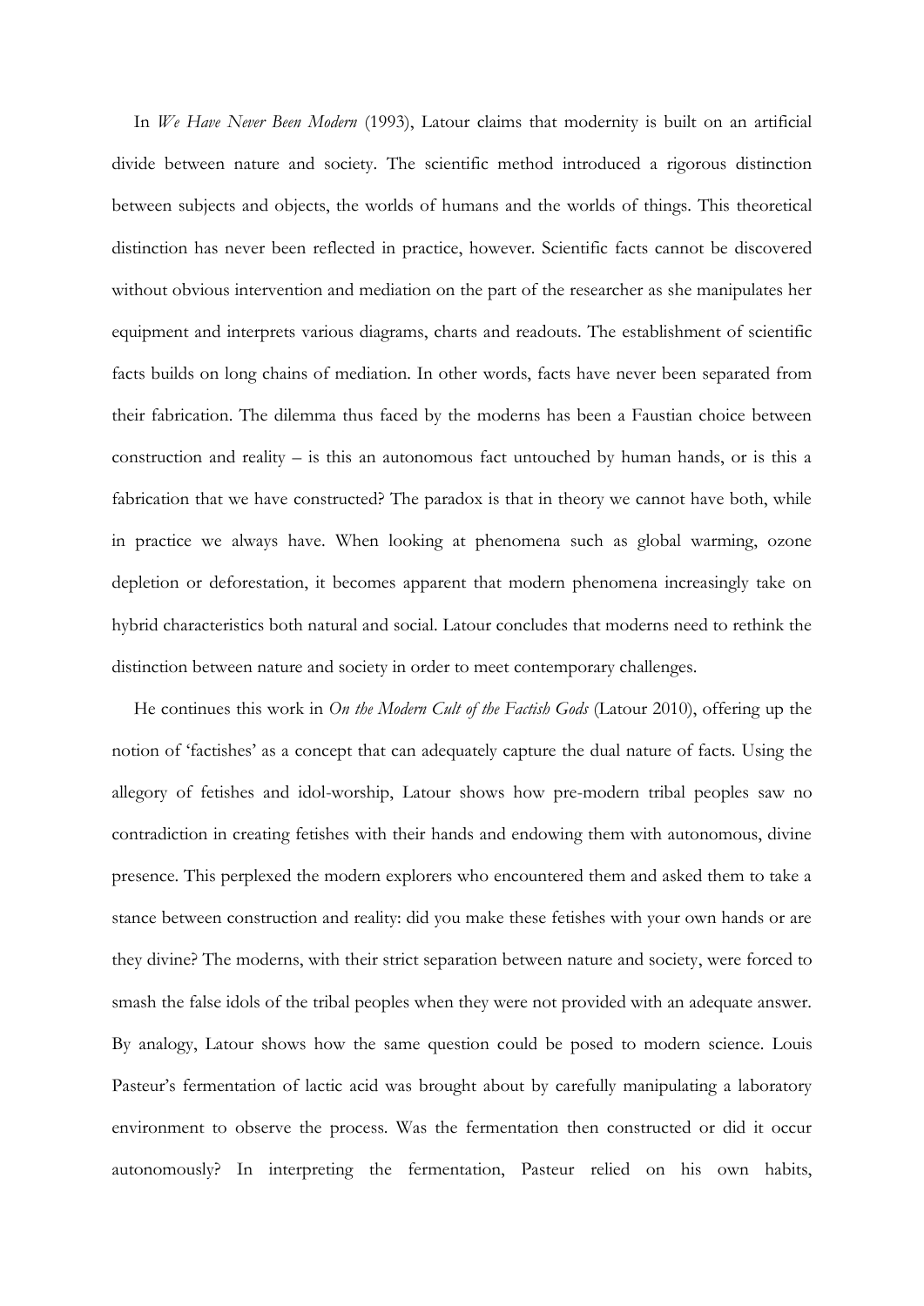In *We Have Never Been Modern* (1993), Latour claims that modernity is built on an artificial divide between nature and society. The scientific method introduced a rigorous distinction between subjects and objects, the worlds of humans and the worlds of things. This theoretical distinction has never been reflected in practice, however. Scientific facts cannot be discovered without obvious intervention and mediation on the part of the researcher as she manipulates her equipment and interprets various diagrams, charts and readouts. The establishment of scientific facts builds on long chains of mediation. In other words, facts have never been separated from their fabrication. The dilemma thus faced by the moderns has been a Faustian choice between construction and reality – is this an autonomous fact untouched by human hands, or is this a fabrication that we have constructed? The paradox is that in theory we cannot have both, while in practice we always have. When looking at phenomena such as global warming, ozone depletion or deforestation, it becomes apparent that modern phenomena increasingly take on hybrid characteristics both natural and social. Latour concludes that moderns need to rethink the distinction between nature and society in order to meet contemporary challenges.

He continues this work in *On the Modern Cult of the Factish Gods* (Latour 2010), offering up the notion of 'factishes' as a concept that can adequately capture the dual nature of facts. Using the allegory of fetishes and idol-worship, Latour shows how pre-modern tribal peoples saw no contradiction in creating fetishes with their hands and endowing them with autonomous, divine presence. This perplexed the modern explorers who encountered them and asked them to take a stance between construction and reality: did you make these fetishes with your own hands or are they divine? The moderns, with their strict separation between nature and society, were forced to smash the false idols of the tribal peoples when they were not provided with an adequate answer. By analogy, Latour shows how the same question could be posed to modern science. Louis Pasteur's fermentation of lactic acid was brought about by carefully manipulating a laboratory environment to observe the process. Was the fermentation then constructed or did it occur autonomously? In interpreting the fermentation, Pasteur relied on his own habits,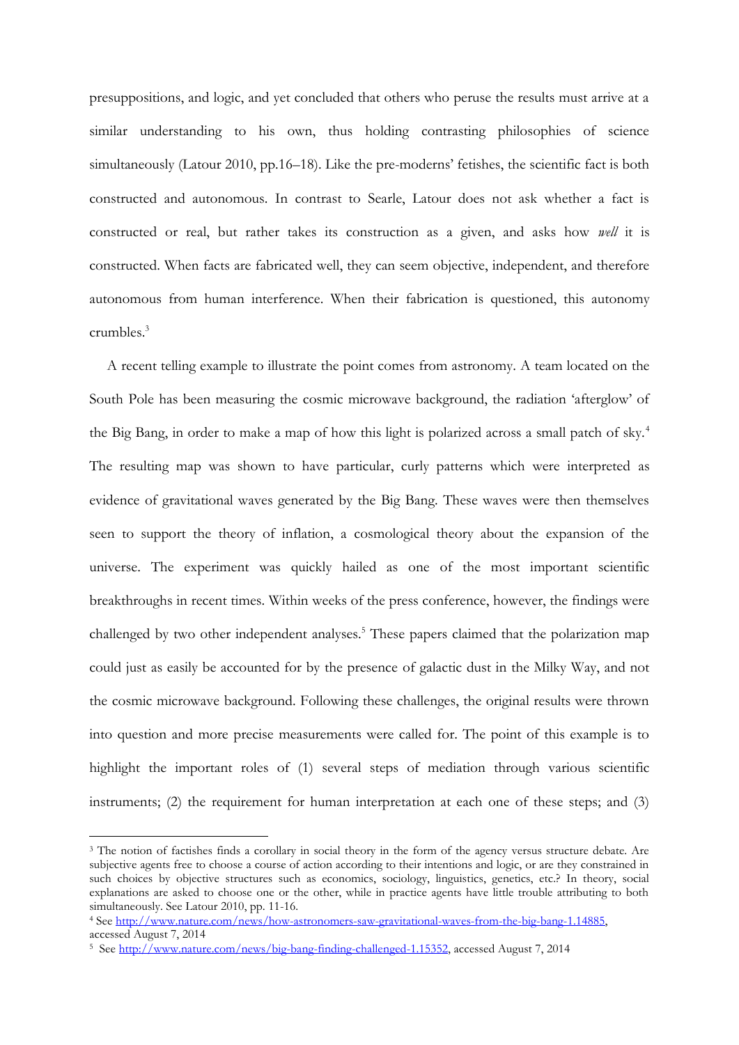presuppositions, and logic, and yet concluded that others who peruse the results must arrive at a similar understanding to his own, thus holding contrasting philosophies of science simultaneously (Latour 2010, pp.16–18). Like the pre-moderns' fetishes, the scientific fact is both constructed and autonomous. In contrast to Searle, Latour does not ask whether a fact is constructed or real, but rather takes its construction as a given, and asks how *well* it is constructed. When facts are fabricated well, they can seem objective, independent, and therefore autonomous from human interference. When their fabrication is questioned, this autonomy crumbles.[3]

A recent telling example to illustrate the point comes from astronomy. A team located on the South Pole has been measuring the cosmic microwave background, the radiation 'afterglow' of the Big Bang, in order to make a map of how this light is polarized across a small patch of sky.[4] The resulting map was shown to have particular, curly patterns which were interpreted as evidence of gravitational waves generated by the Big Bang. These waves were then themselves seen to support the theory of inflation, a cosmological theory about the expansion of the universe. The experiment was quickly hailed as one of the most important scientific breakthroughs in recent times. Within weeks of the press conference, however, the findings were challenged by two other independent analyses.[5] These papers claimed that the polarization map could just as easily be accounted for by the presence of galactic dust in the Milky Way, and not the cosmic microwave background. Following these challenges, the original results were thrown into question and more precise measurements were called for. The point of this example is to highlight the important roles of (1) several steps of mediation through various scientific instruments; (2) the requirement for human interpretation at each one of these steps; and (3)

---

[3] The notion of factishes finds a corollary in social theory in the form of the agency versus structure debate. Are subjective agents free to choose a course of action according to their intentions and logic, or are they constrained in such choices by objective structures such as economics, sociology, linguistics, genetics, etc.? In theory, social explanations are asked to choose one or the other, while in practice agents have little trouble attributing to both simultaneously. See Latour 2010, pp. 11-16.

[4] See http://www.nature.com/news/how-astronomers-saw-gravitational-waves-from-the-big-bang-1.14885, accessed August 7, 2014

[5] See http://www.nature.com/news/big-bang-finding-challenged-1.15352, accessed August 7, 2014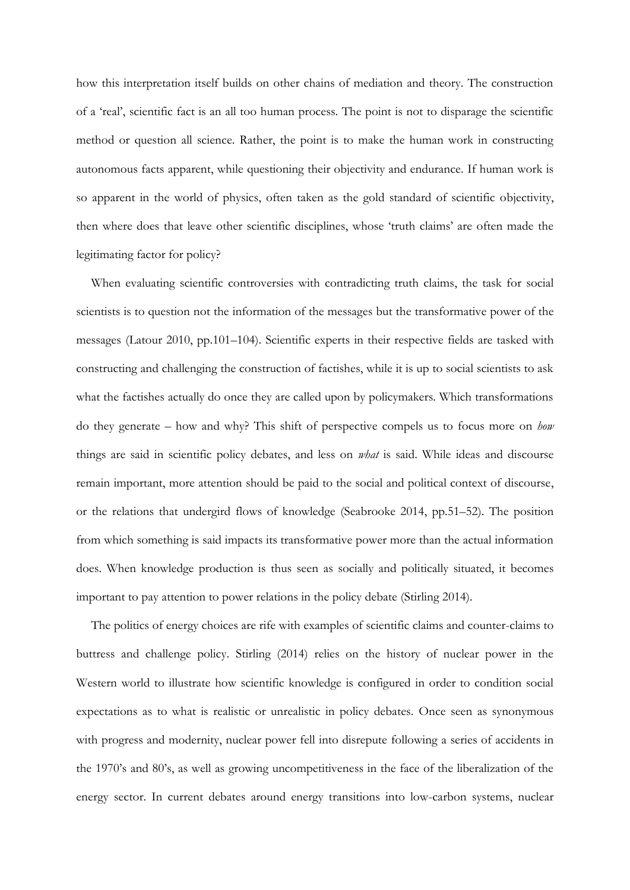how this interpretation itself builds on other chains of mediation and theory. The construction of a 'real', scientific fact is an all too human process. The point is not to disparage the scientific method or question all science. Rather, the point is to make the human work in constructing autonomous facts apparent, while questioning their objectivity and endurance. If human work is so apparent in the world of physics, often taken as the gold standard of scientific objectivity, then where does that leave other scientific disciplines, whose 'truth claims' are often made the legitimating factor for policy?

When evaluating scientific controversies with contradicting truth claims, the task for social scientists is to question not the information of the messages but the transformative power of the messages (Latour 2010, pp.101–104). Scientific experts in their respective fields are tasked with constructing and challenging the construction of factishes, while it is up to social scientists to ask what the factishes actually do once they are called upon by policymakers. Which transformations do they generate – how and why? This shift of perspective compels us to focus more on *how* things are said in scientific policy debates, and less on *what* is said. While ideas and discourse remain important, more attention should be paid to the social and political context of discourse, or the relations that undergird flows of knowledge (Seabrooke 2014, pp.51–52). The position from which something is said impacts its transformative power more than the actual information does. When knowledge production is thus seen as socially and politically situated, it becomes important to pay attention to power relations in the policy debate (Stirling 2014).

The politics of energy choices are rife with examples of scientific claims and counter-claims to buttress and challenge policy. Stirling (2014) relies on the history of nuclear power in the Western world to illustrate how scientific knowledge is configured in order to condition social expectations as to what is realistic or unrealistic in policy debates. Once seen as synonymous with progress and modernity, nuclear power fell into disrepute following a series of accidents in the 1970's and 80's, as well as growing uncompetitiveness in the face of the liberalization of the energy sector. In current debates around energy transitions into low-carbon systems, nuclear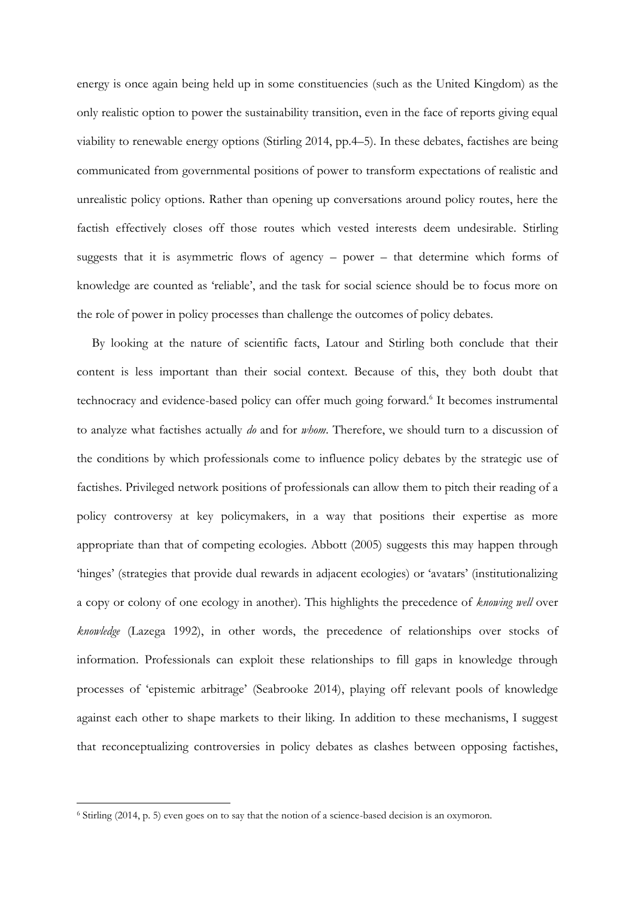energy is once again being held up in some constituencies (such as the United Kingdom) as the only realistic option to power the sustainability transition, even in the face of reports giving equal viability to renewable energy options (Stirling 2014, pp.4–5). In these debates, factishes are being communicated from governmental positions of power to transform expectations of realistic and unrealistic policy options. Rather than opening up conversations around policy routes, here the factish effectively closes off those routes which vested interests deem undesirable. Stirling suggests that it is asymmetric flows of agency – power – that determine which forms of knowledge are counted as 'reliable', and the task for social science should be to focus more on the role of power in policy processes than challenge the outcomes of policy debates.

By looking at the nature of scientific facts, Latour and Stirling both conclude that their content is less important than their social context. Because of this, they both doubt that technocracy and evidence-based policy can offer much going forward.[6] It becomes instrumental to analyze what factishes actually *do* and for *whom*. Therefore, we should turn to a discussion of the conditions by which professionals come to influence policy debates by the strategic use of factishes. Privileged network positions of professionals can allow them to pitch their reading of a policy controversy at key policymakers, in a way that positions their expertise as more appropriate than that of competing ecologies. Abbott (2005) suggests this may happen through 'hinges' (strategies that provide dual rewards in adjacent ecologies) or 'avatars' (institutionalizing a copy or colony of one ecology in another). This highlights the precedence of *knowing well* over *knowledge* (Lazega 1992), in other words, the precedence of relationships over stocks of information. Professionals can exploit these relationships to fill gaps in knowledge through processes of 'epistemic arbitrage' (Seabrooke 2014), playing off relevant pools of knowledge against each other to shape markets to their liking. In addition to these mechanisms, I suggest that reconceptualizing controversies in policy debates as clashes between opposing factishes,

[6] Stirling (2014, p. 5) even goes on to say that the notion of a science-based decision is an oxymoron.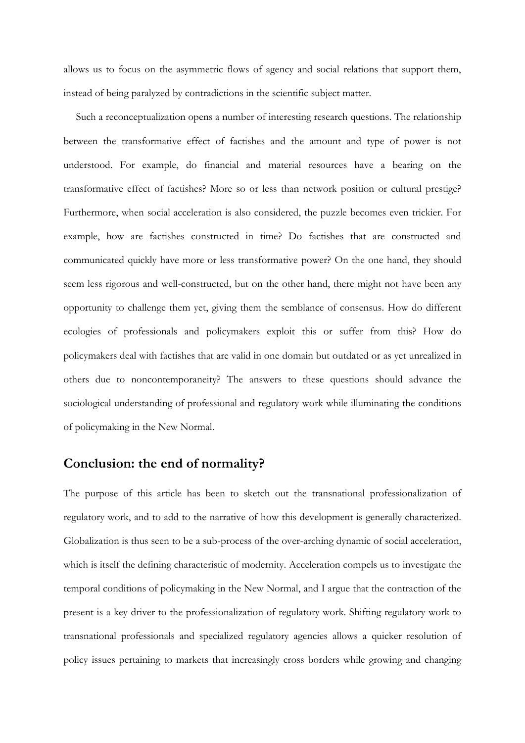allows us to focus on the asymmetric flows of agency and social relations that support them, instead of being paralyzed by contradictions in the scientific subject matter.

Such a reconceptualization opens a number of interesting research questions. The relationship between the transformative effect of factishes and the amount and type of power is not understood. For example, do financial and material resources have a bearing on the transformative effect of factishes? More so or less than network position or cultural prestige? Furthermore, when social acceleration is also considered, the puzzle becomes even trickier. For example, how are factishes constructed in time? Do factishes that are constructed and communicated quickly have more or less transformative power? On the one hand, they should seem less rigorous and well-constructed, but on the other hand, there might not have been any opportunity to challenge them yet, giving them the semblance of consensus. How do different ecologies of professionals and policymakers exploit this or suffer from this? How do policymakers deal with factishes that are valid in one domain but outdated or as yet unrealized in others due to noncontemporaneity? The answers to these questions should advance the sociological understanding of professional and regulatory work while illuminating the conditions of policymaking in the New Normal.

## Conclusion: the end of normality?

The purpose of this article has been to sketch out the transnational professionalization of regulatory work, and to add to the narrative of how this development is generally characterized. Globalization is thus seen to be a sub-process of the over-arching dynamic of social acceleration, which is itself the defining characteristic of modernity. Acceleration compels us to investigate the temporal conditions of policymaking in the New Normal, and I argue that the contraction of the present is a key driver to the professionalization of regulatory work. Shifting regulatory work to transnational professionals and specialized regulatory agencies allows a quicker resolution of policy issues pertaining to markets that increasingly cross borders while growing and changing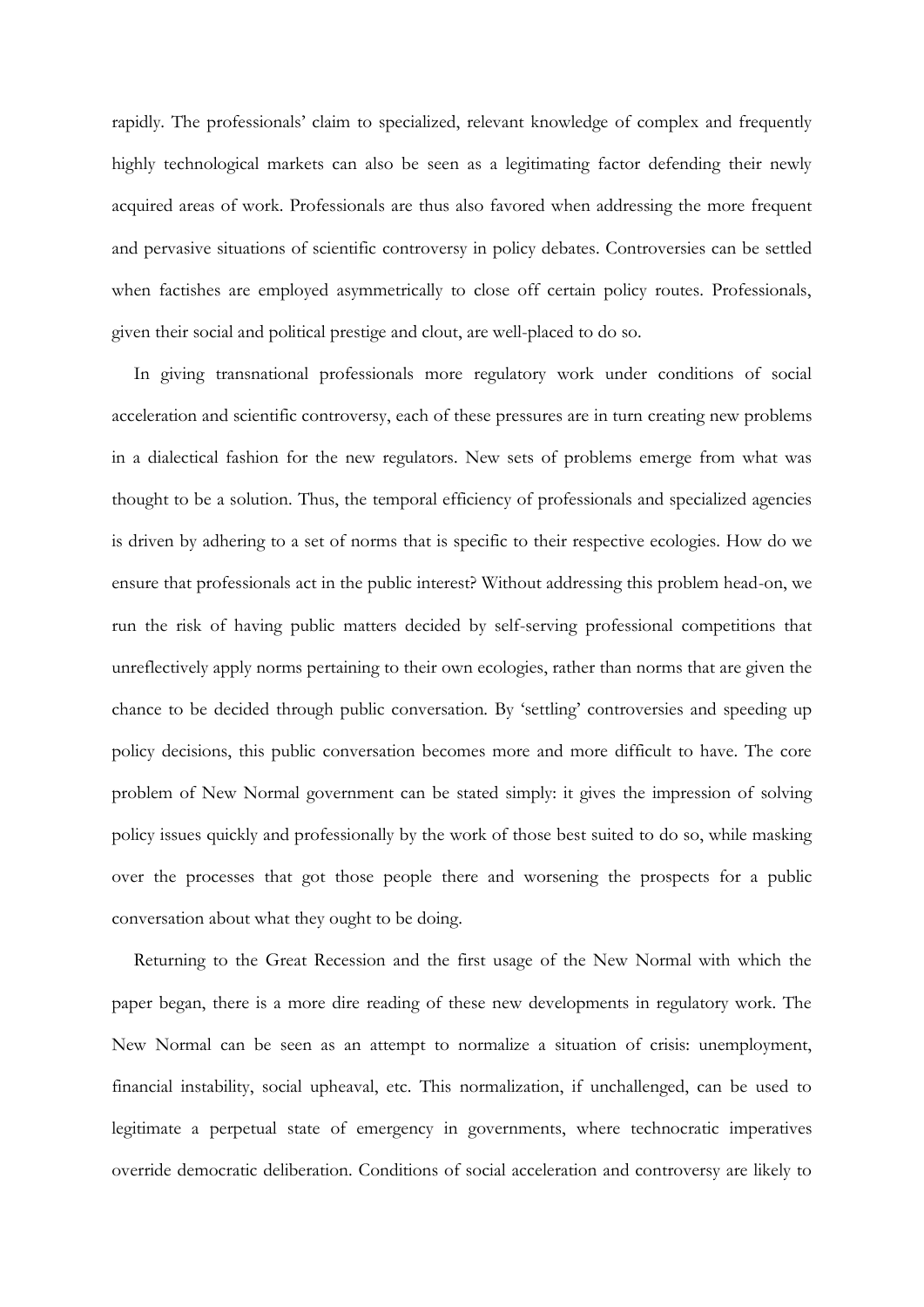rapidly. The professionals' claim to specialized, relevant knowledge of complex and frequently highly technological markets can also be seen as a legitimating factor defending their newly acquired areas of work. Professionals are thus also favored when addressing the more frequent and pervasive situations of scientific controversy in policy debates. Controversies can be settled when factishes are employed asymmetrically to close off certain policy routes. Professionals, given their social and political prestige and clout, are well-placed to do so.

In giving transnational professionals more regulatory work under conditions of social acceleration and scientific controversy, each of these pressures are in turn creating new problems in a dialectical fashion for the new regulators. New sets of problems emerge from what was thought to be a solution. Thus, the temporal efficiency of professionals and specialized agencies is driven by adhering to a set of norms that is specific to their respective ecologies. How do we ensure that professionals act in the public interest? Without addressing this problem head-on, we run the risk of having public matters decided by self-serving professional competitions that unreflectively apply norms pertaining to their own ecologies, rather than norms that are given the chance to be decided through public conversation. By 'settling' controversies and speeding up policy decisions, this public conversation becomes more and more difficult to have. The core problem of New Normal government can be stated simply: it gives the impression of solving policy issues quickly and professionally by the work of those best suited to do so, while masking over the processes that got those people there and worsening the prospects for a public conversation about what they ought to be doing.

Returning to the Great Recession and the first usage of the New Normal with which the paper began, there is a more dire reading of these new developments in regulatory work. The New Normal can be seen as an attempt to normalize a situation of crisis: unemployment, financial instability, social upheaval, etc. This normalization, if unchallenged, can be used to legitimate a perpetual state of emergency in governments, where technocratic imperatives override democratic deliberation. Conditions of social acceleration and controversy are likely to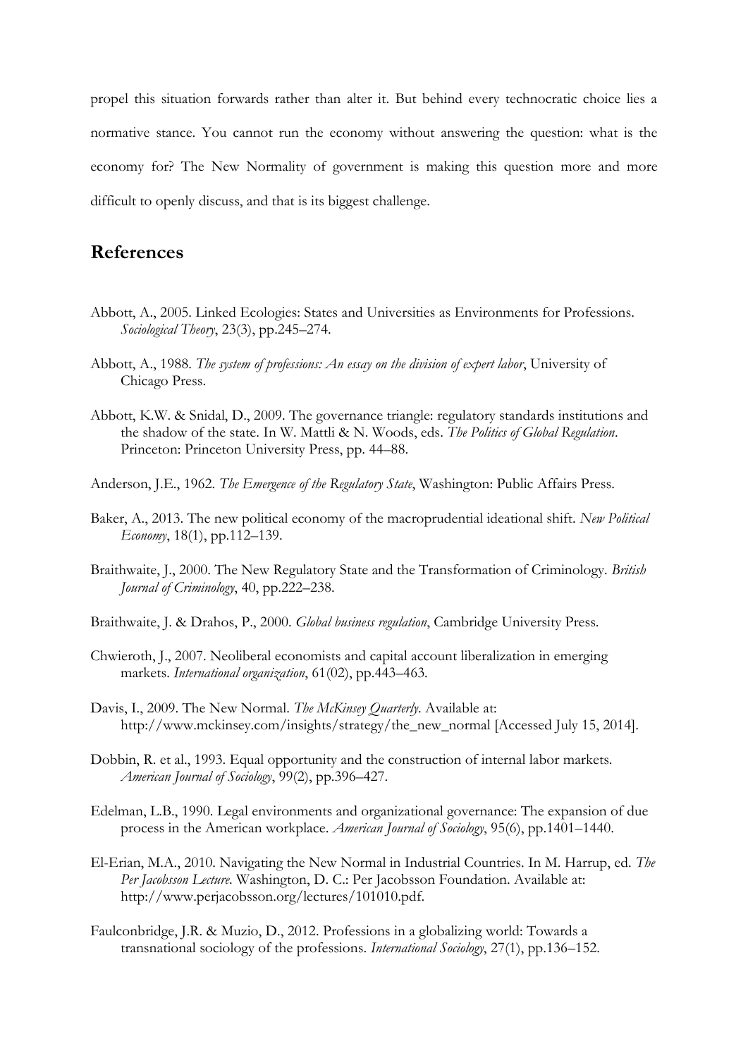propel this situation forwards rather than alter it. But behind every technocratic choice lies a normative stance. You cannot run the economy without answering the question: what is the economy for? The New Normality of government is making this question more and more difficult to openly discuss, and that is its biggest challenge.

## References

Abbott, A., 2005. Linked Ecologies: States and Universities as Environments for Professions. *Sociological Theory*, 23(3), pp.245–274.

Abbott, A., 1988. *The system of professions: An essay on the division of expert labor*, University of Chicago Press.

Abbott, K.W. & Snidal, D., 2009. The governance triangle: regulatory standards institutions and the shadow of the state. In W. Mattli & N. Woods, eds. *The Politics of Global Regulation*. Princeton: Princeton University Press, pp. 44–88.

Anderson, J.E., 1962. *The Emergence of the Regulatory State*, Washington: Public Affairs Press.

Baker, A., 2013. The new political economy of the macroprudential ideational shift. *New Political Economy*, 18(1), pp.112–139.

Braithwaite, J., 2000. The New Regulatory State and the Transformation of Criminology. *British Journal of Criminology*, 40, pp.222–238.

Braithwaite, J. & Drahos, P., 2000. *Global business regulation*, Cambridge University Press.

Chwieroth, J., 2007. Neoliberal economists and capital account liberalization in emerging markets. *International organization*, 61(02), pp.443–463.

Davis, I., 2009. The New Normal. *The McKinsey Quarterly*. Available at: http://www.mckinsey.com/insights/strategy/the_new_normal [Accessed July 15, 2014].

Dobbin, R. et al., 1993. Equal opportunity and the construction of internal labor markets. *American Journal of Sociology*, 99(2), pp.396–427.

Edelman, L.B., 1990. Legal environments and organizational governance: The expansion of due process in the American workplace. *American Journal of Sociology*, 95(6), pp.1401–1440.

El-Erian, M.A., 2010. Navigating the New Normal in Industrial Countries. In M. Harrup, ed. *The Per Jacobsson Lecture*. Washington, D. C.: Per Jacobsson Foundation. Available at: http://www.perjacobsson.org/lectures/101010.pdf.

Faulconbridge, J.R. & Muzio, D., 2012. Professions in a globalizing world: Towards a transnational sociology of the professions. *International Sociology*, 27(1), pp.136–152.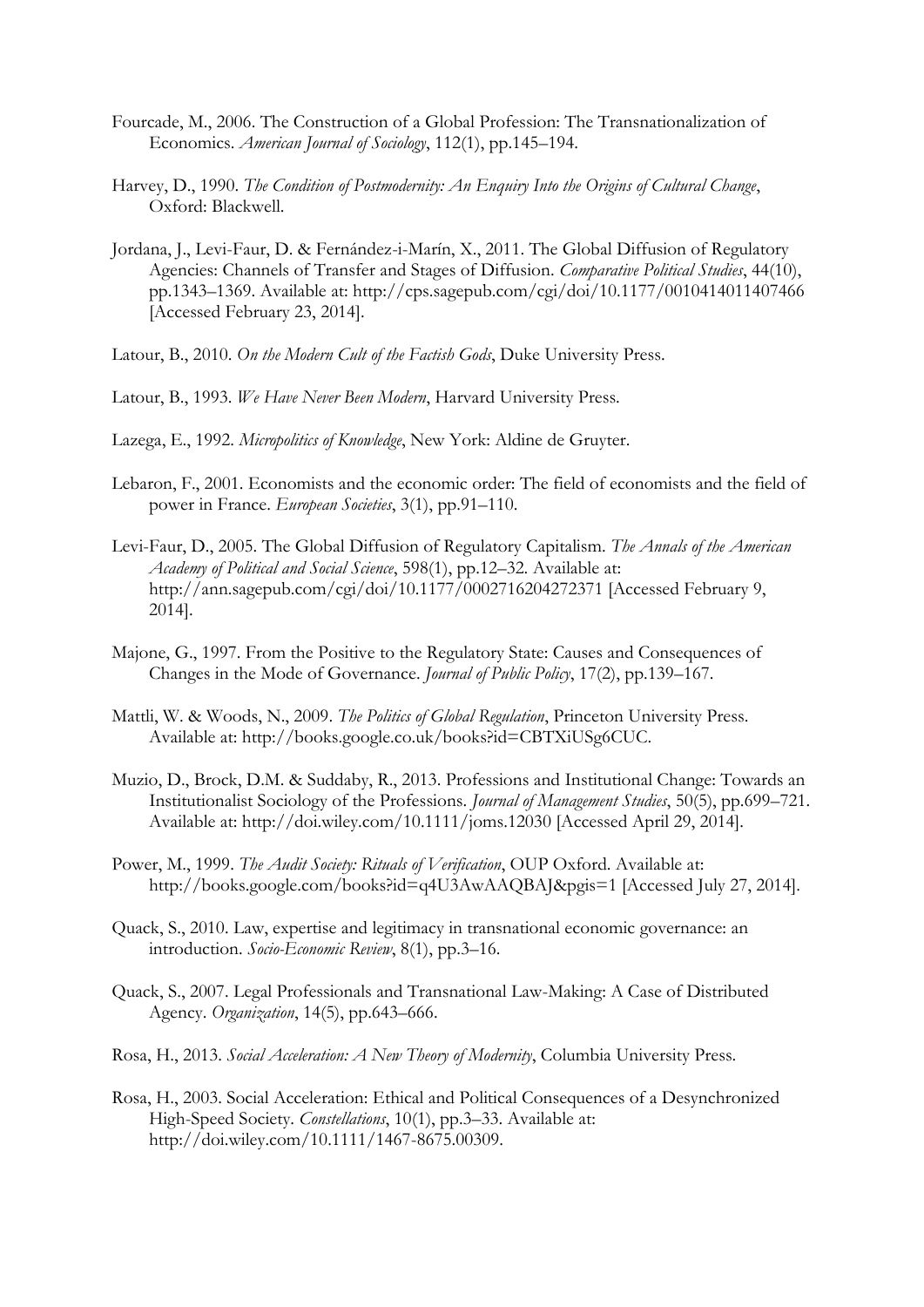Fourcade, M., 2006. The Construction of a Global Profession: The Transnationalization of Economics. *American Journal of Sociology*, 112(1), pp.145–194.

Harvey, D., 1990. *The Condition of Postmodernity: An Enquiry Into the Origins of Cultural Change*, Oxford: Blackwell.

Jordana, J., Levi-Faur, D. & Fernández-i-Marín, X., 2011. The Global Diffusion of Regulatory Agencies: Channels of Transfer and Stages of Diffusion. *Comparative Political Studies*, 44(10), pp.1343–1369. Available at: http://cps.sagepub.com/cgi/doi/10.1177/0010414011407466 [Accessed February 23, 2014].

Latour, B., 2010. *On the Modern Cult of the Factish Gods*, Duke University Press.

Latour, B., 1993. *We Have Never Been Modern*, Harvard University Press.

Lazega, E., 1992. *Micropolitics of Knowledge*, New York: Aldine de Gruyter.

Lebaron, F., 2001. Economists and the economic order: The field of economists and the field of power in France. *European Societies*, 3(1), pp.91–110.

Levi-Faur, D., 2005. The Global Diffusion of Regulatory Capitalism. *The Annals of the American Academy of Political and Social Science*, 598(1), pp.12–32. Available at: http://ann.sagepub.com/cgi/doi/10.1177/0002716204272371 [Accessed February 9, 2014].

Majone, G., 1997. From the Positive to the Regulatory State: Causes and Consequences of Changes in the Mode of Governance. *Journal of Public Policy*, 17(2), pp.139–167.

Mattli, W. & Woods, N., 2009. *The Politics of Global Regulation*, Princeton University Press. Available at: http://books.google.co.uk/books?id=CBTXiUSg6CUC.

Muzio, D., Brock, D.M. & Suddaby, R., 2013. Professions and Institutional Change: Towards an Institutionalist Sociology of the Professions. *Journal of Management Studies*, 50(5), pp.699–721. Available at: http://doi.wiley.com/10.1111/joms.12030 [Accessed April 29, 2014].

Power, M., 1999. *The Audit Society: Rituals of Verification*, OUP Oxford. Available at: http://books.google.com/books?id=q4U3AwAAQBAJ&pgis=1 [Accessed July 27, 2014].

Quack, S., 2010. Law, expertise and legitimacy in transnational economic governance: an introduction. *Socio-Economic Review*, 8(1), pp.3–16.

Quack, S., 2007. Legal Professionals and Transnational Law-Making: A Case of Distributed Agency. *Organization*, 14(5), pp.643–666.

Rosa, H., 2013. *Social Acceleration: A New Theory of Modernity*, Columbia University Press.

Rosa, H., 2003. Social Acceleration: Ethical and Political Consequences of a Desynchronized High-Speed Society. *Constellations*, 10(1), pp.3–33. Available at: http://doi.wiley.com/10.1111/1467-8675.00309.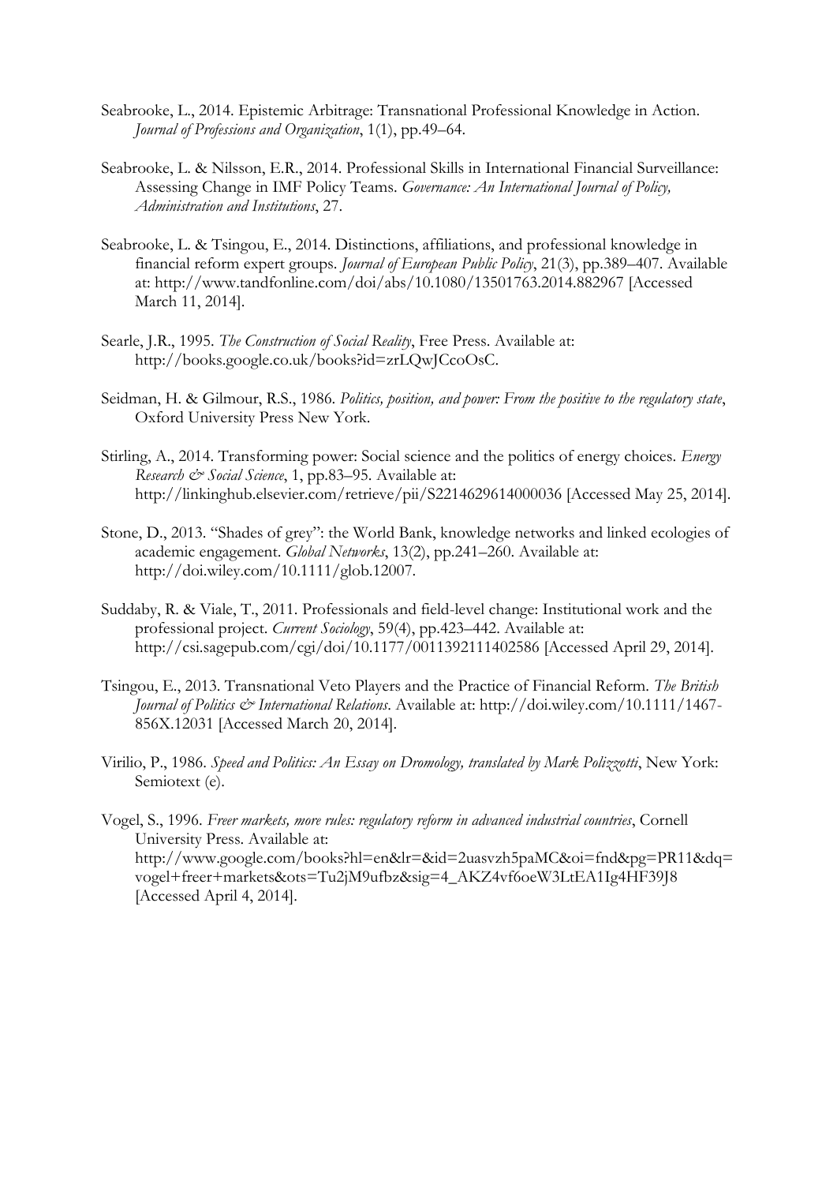Seabrooke, L., 2014. Epistemic Arbitrage: Transnational Professional Knowledge in Action. *Journal of Professions and Organization*, 1(1), pp.49–64.

Seabrooke, L. & Nilsson, E.R., 2014. Professional Skills in International Financial Surveillance: Assessing Change in IMF Policy Teams. *Governance: An International Journal of Policy, Administration and Institutions*, 27.

Seabrooke, L. & Tsingou, E., 2014. Distinctions, affiliations, and professional knowledge in financial reform expert groups. *Journal of European Public Policy*, 21(3), pp.389–407. Available at: http://www.tandfonline.com/doi/abs/10.1080/13501763.2014.882967 [Accessed March 11, 2014].

Searle, J.R., 1995. *The Construction of Social Reality*, Free Press. Available at: http://books.google.co.uk/books?id=zrLQwJCcoOsC.

Seidman, H. & Gilmour, R.S., 1986. *Politics, position, and power: From the positive to the regulatory state*, Oxford University Press New York.

Stirling, A., 2014. Transforming power: Social science and the politics of energy choices. *Energy Research & Social Science*, 1, pp.83–95. Available at: http://linkinghub.elsevier.com/retrieve/pii/S2214629614000036 [Accessed May 25, 2014].

Stone, D., 2013. "Shades of grey": the World Bank, knowledge networks and linked ecologies of academic engagement. *Global Networks*, 13(2), pp.241–260. Available at: http://doi.wiley.com/10.1111/glob.12007.

Suddaby, R. & Viale, T., 2011. Professionals and field-level change: Institutional work and the professional project. *Current Sociology*, 59(4), pp.423–442. Available at: http://csi.sagepub.com/cgi/doi/10.1177/0011392111402586 [Accessed April 29, 2014].

Tsingou, E., 2013. Transnational Veto Players and the Practice of Financial Reform. *The British Journal of Politics & International Relations*. Available at: http://doi.wiley.com/10.1111/1467-856X.12031 [Accessed March 20, 2014].

Virilio, P., 1986. *Speed and Politics: An Essay on Dromology, translated by Mark Polizzotti*, New York: Semiotext (e).

Vogel, S., 1996. *Freer markets, more rules: regulatory reform in advanced industrial countries*, Cornell University Press. Available at: http://www.google.com/books?hl=en&lr=&id=2uasvzh5paMC&oi=fnd&pg=PR11&dq=vogel+freer+markets&ots=Tu2jM9ufbz&sig=4_AKZ4vf6oeW3LtEA1Ig4HF39J8 [Accessed April 4, 2014].